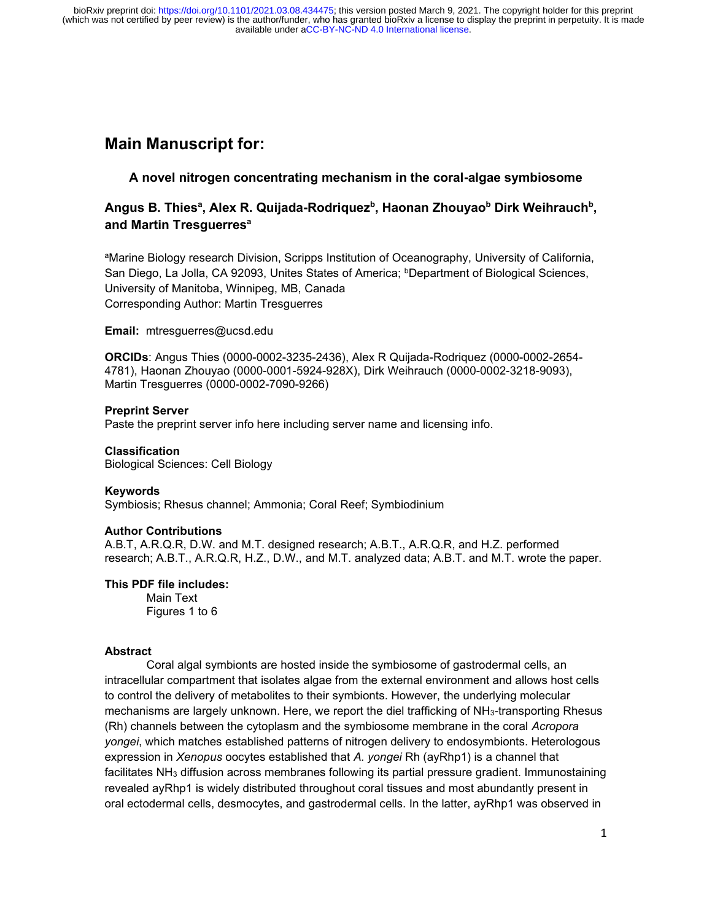# Main Manuscript for:

## A novel nitrogen concentrating mechanism in the coral-algae symbiosome

**Angus B. Thies[a], Alex R. Quijada-Rodriquez[b], Haonan Zhouyao[b] Dirk Weihrauch[b], and Martin Tresguerres[a]**

[a]Marine Biology research Division, Scripps Institution of Oceanography, University of California, San Diego, La Jolla, CA 92093, Unites States of America; [b]Department of Biological Sciences, University of Manitoba, Winnipeg, MB, Canada
Corresponding Author: Martin Tresguerres

**Email:** mtresguerres@ucsd.edu

**ORCIDs**: Angus Thies (0000-0002-3235-2436), Alex R Quijada-Rodriquez (0000-0002-2654-4781), Haonan Zhouyao (0000-0001-5924-928X), Dirk Weihrauch (0000-0002-3218-9093), Martin Tresguerres (0000-0002-7090-9266)

**Preprint Server**
Paste the preprint server info here including server name and licensing info.

**Classification**
Biological Sciences: Cell Biology

**Keywords**
Symbiosis; Rhesus channel; Ammonia; Coral Reef; Symbiodinium

**Author Contributions**
A.B.T, A.R.Q.R, D.W. and M.T. designed research; A.B.T., A.R.Q.R, and H.Z. performed research; A.B.T., A.R.Q.R, H.Z., D.W., and M.T. analyzed data; A.B.T. and M.T. wrote the paper.

**This PDF file includes:**

- Main Text
- Figures 1 to 6

**Abstract**

Coral algal symbionts are hosted inside the symbiosome of gastrodermal cells, an intracellular compartment that isolates algae from the external environment and allows host cells to control the delivery of metabolites to their symbionts. However, the underlying molecular mechanisms are largely unknown. Here, we report the diel trafficking of $NH_3$-transporting Rhesus (Rh) channels between the cytoplasm and the symbiosome membrane in the coral *Acropora yongei*, which matches established patterns of nitrogen delivery to endosymbionts. Heterologous expression in *Xenopus* oocytes established that *A. yongei* Rh (ayRhp1) is a channel that facilitates $NH_3$ diffusion across membranes following its partial pressure gradient. Immunostaining revealed ayRhp1 is widely distributed throughout coral tissues and most abundantly present in oral ectodermal cells, desmocytes, and gastrodermal cells. In the latter, ayRhp1 was observed in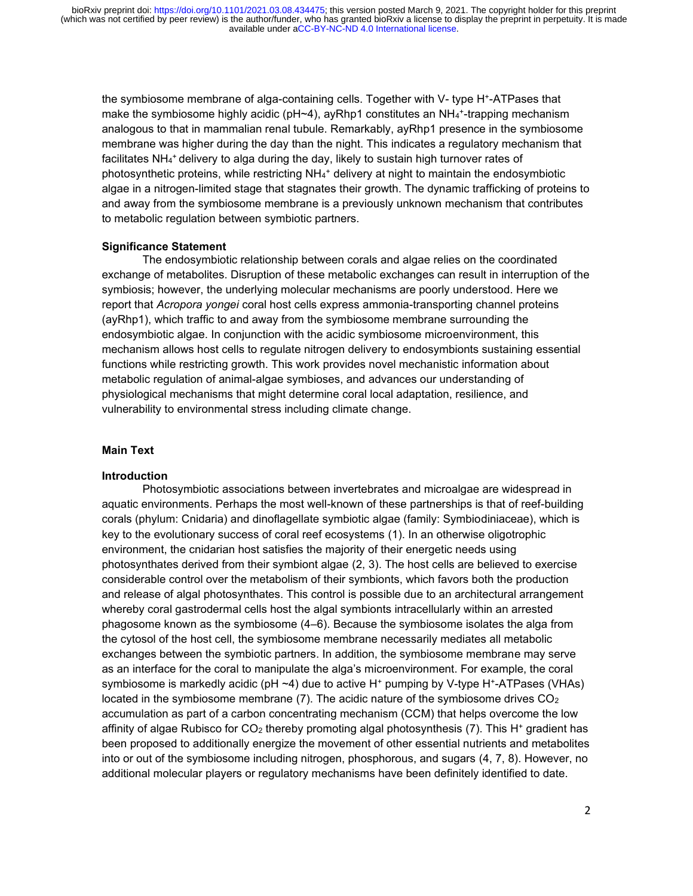the symbiosome membrane of alga-containing cells. Together with V- type $H^+$-ATPases that make the symbiosome highly acidic (pH~4), ayRhp1 constitutes an $NH_4^+$-trapping mechanism analogous to that in mammalian renal tubule. Remarkably, ayRhp1 presence in the symbiosome membrane was higher during the day than the night. This indicates a regulatory mechanism that facilitates $NH_4^+$ delivery to alga during the day, likely to sustain high turnover rates of photosynthetic proteins, while restricting $NH_4^+$ delivery at night to maintain the endosymbiotic algae in a nitrogen-limited stage that stagnates their growth. The dynamic trafficking of proteins to and away from the symbiosome membrane is a previously unknown mechanism that contributes to metabolic regulation between symbiotic partners.

#### Significance Statement

The endosymbiotic relationship between corals and algae relies on the coordinated exchange of metabolites. Disruption of these metabolic exchanges can result in interruption of the symbiosis; however, the underlying molecular mechanisms are poorly understood. Here we report that *Acropora yongei* coral host cells express ammonia-transporting channel proteins (ayRhp1), which traffic to and away from the symbiosome membrane surrounding the endosymbiotic algae. In conjunction with the acidic symbiosome microenvironment, this mechanism allows host cells to regulate nitrogen delivery to endosymbionts sustaining essential functions while restricting growth. This work provides novel mechanistic information about metabolic regulation of animal-algae symbioses, and advances our understanding of physiological mechanisms that might determine coral local adaptation, resilience, and vulnerability to environmental stress including climate change.

## Main Text

### Introduction

Photosymbiotic associations between invertebrates and microalgae are widespread in aquatic environments. Perhaps the most well-known of these partnerships is that of reef-building corals (phylum: Cnidaria) and dinoflagellate symbiotic algae (family: Symbiodiniaceae), which is key to the evolutionary success of coral reef ecosystems (1). In an otherwise oligotrophic environment, the cnidarian host satisfies the majority of their energetic needs using photosynthates derived from their symbiont algae (2, 3). The host cells are believed to exercise considerable control over the metabolism of their symbionts, which favors both the production and release of algal photosynthates. This control is possible due to an architectural arrangement whereby coral gastrodermal cells host the algal symbionts intracellularly within an arrested phagosome known as the symbiosome (4–6). Because the symbiosome isolates the alga from the cytosol of the host cell, the symbiosome membrane necessarily mediates all metabolic exchanges between the symbiotic partners. In addition, the symbiosome membrane may serve as an interface for the coral to manipulate the alga's microenvironment. For example, the coral symbiosome is markedly acidic (pH ~4) due to active $H^+$ pumping by V-type $H^+$-ATPases (VHAs) located in the symbiosome membrane (7). The acidic nature of the symbiosome drives $CO_2$ accumulation as part of a carbon concentrating mechanism (CCM) that helps overcome the low affinity of algae Rubisco for $CO_2$ thereby promoting algal photosynthesis (7). This $H^+$ gradient has been proposed to additionally energize the movement of other essential nutrients and metabolites into or out of the symbiosome including nitrogen, phosphorous, and sugars (4, 7, 8). However, no additional molecular players or regulatory mechanisms have been definitely identified to date.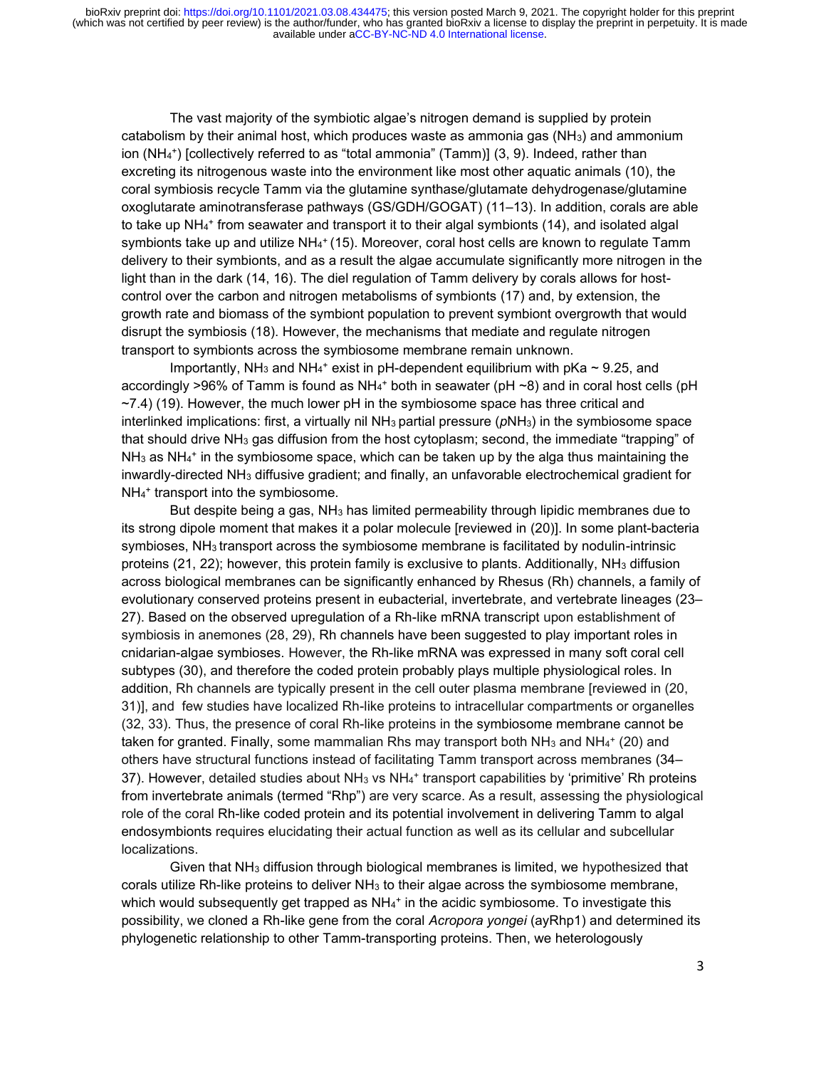The vast majority of the symbiotic algae's nitrogen demand is supplied by protein catabolism by their animal host, which produces waste as ammonia gas ($NH_3$) and ammonium ion ($NH_4^+$) [collectively referred to as "total ammonia" (Tamm)] (3, 9). Indeed, rather than excreting its nitrogenous waste into the environment like most other aquatic animals (10), the coral symbiosis recycle Tamm via the glutamine synthase/glutamate dehydrogenase/glutamine oxoglutarate aminotransferase pathways (GS/GDH/GOGAT) (11–13). In addition, corals are able to take up $NH_4^+$ from seawater and transport it to their algal symbionts (14), and isolated algal symbionts take up and utilize $NH_4^+$ (15). Moreover, coral host cells are known to regulate Tamm delivery to their symbionts, and as a result the algae accumulate significantly more nitrogen in the light than in the dark (14, 16). The diel regulation of Tamm delivery by corals allows for host-control over the carbon and nitrogen metabolisms of symbionts (17) and, by extension, the growth rate and biomass of the symbiont population to prevent symbiont overgrowth that would disrupt the symbiosis (18). However, the mechanisms that mediate and regulate nitrogen transport to symbionts across the symbiosome membrane remain unknown.

Importantly, $NH_3$ and $NH_4^+$ exist in pH-dependent equilibrium with pKa ~ 9.25, and accordingly >96% of Tamm is found as $NH_4^+$ both in seawater (pH ~8) and in coral host cells (pH ~7.4) (19). However, the much lower pH in the symbiosome space has three critical and interlinked implications: first, a virtually nil $NH_3$ partial pressure ($pNH_3$) in the symbiosome space that should drive $NH_3$ gas diffusion from the host cytoplasm; second, the immediate "trapping" of $NH_3$ as $NH_4^+$ in the symbiosome space, which can be taken up by the alga thus maintaining the inwardly-directed $NH_3$ diffusive gradient; and finally, an unfavorable electrochemical gradient for $NH_4^+$ transport into the symbiosome.

But despite being a gas, $NH_3$ has limited permeability through lipidic membranes due to its strong dipole moment that makes it a polar molecule [reviewed in (20)]. In some plant-bacteria symbioses, $NH_3$ transport across the symbiosome membrane is facilitated by nodulin-intrinsic proteins (21, 22); however, this protein family is exclusive to plants. Additionally, $NH_3$ diffusion across biological membranes can be significantly enhanced by Rhesus (Rh) channels, a family of evolutionary conserved proteins present in eubacterial, invertebrate, and vertebrate lineages (23–27). Based on the observed upregulation of a Rh-like mRNA transcript upon establishment of symbiosis in anemones (28, 29), Rh channels have been suggested to play important roles in cnidarian-algae symbioses. However, the Rh-like mRNA was expressed in many soft coral cell subtypes (30), and therefore the coded protein probably plays multiple physiological roles. In addition, Rh channels are typically present in the cell outer plasma membrane [reviewed in (20, 31)], and few studies have localized Rh-like proteins to intracellular compartments or organelles (32, 33). Thus, the presence of coral Rh-like proteins in the symbiosome membrane cannot be taken for granted. Finally, some mammalian Rhs may transport both $NH_3$ and $NH_4^+$ (20) and others have structural functions instead of facilitating Tamm transport across membranes (34–37). However, detailed studies about $NH_3$ vs $NH_4^+$ transport capabilities by 'primitive' Rh proteins from invertebrate animals (termed "Rhp") are very scarce. As a result, assessing the physiological role of the coral Rh-like coded protein and its potential involvement in delivering Tamm to algal endosymbionts requires elucidating their actual function as well as its cellular and subcellular localizations.

Given that $NH_3$ diffusion through biological membranes is limited, we hypothesized that corals utilize Rh-like proteins to deliver $NH_3$ to their algae across the symbiosome membrane, which would subsequently get trapped as $NH_4^+$ in the acidic symbiosome. To investigate this possibility, we cloned a Rh-like gene from the coral *Acropora yongei* (ayRhp1) and determined its phylogenetic relationship to other Tamm-transporting proteins. Then, we heterologously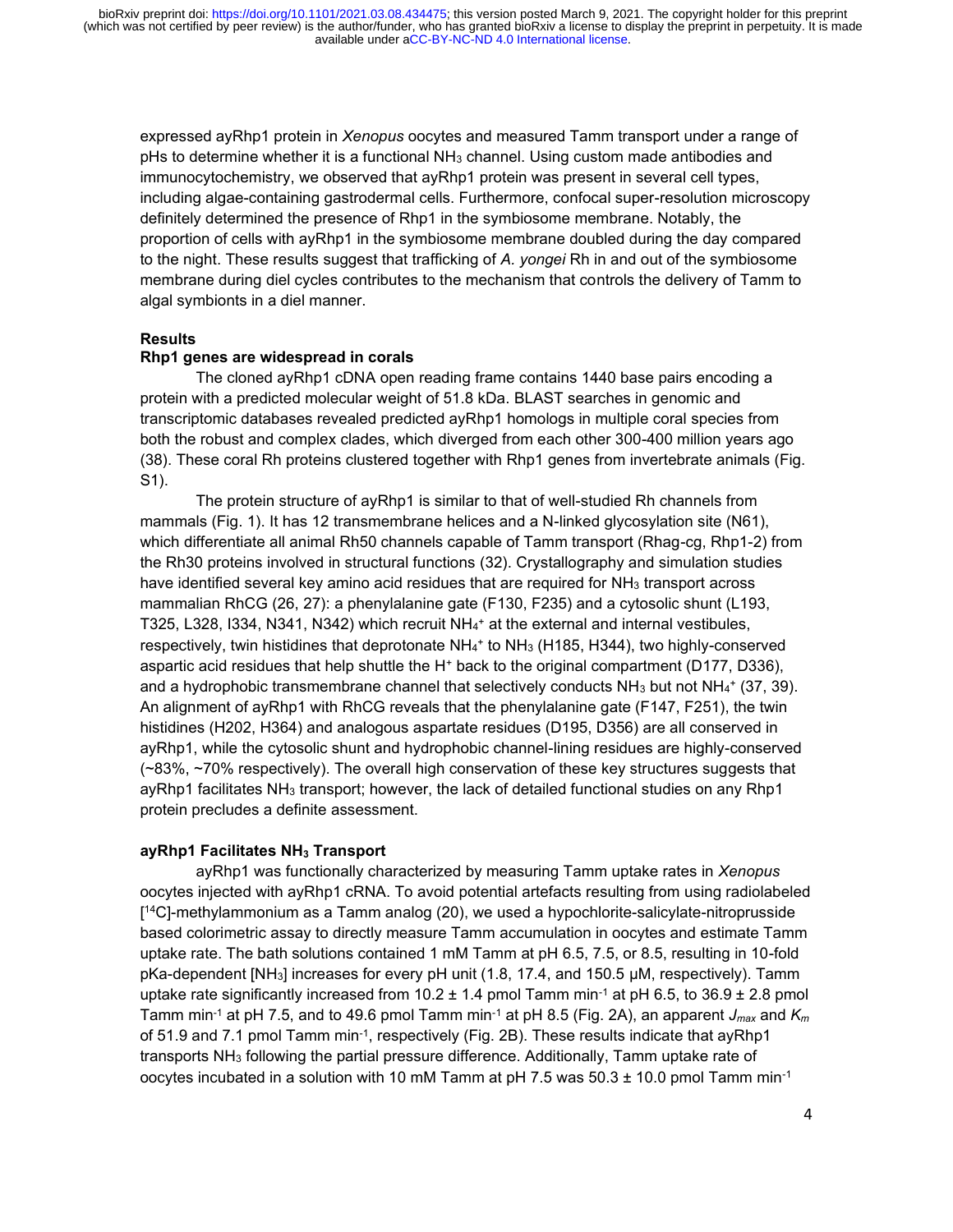expressed ayRhp1 protein in *Xenopus* oocytes and measured Tamm transport under a range of pHs to determine whether it is a functional $NH_3$ channel. Using custom made antibodies and immunocytochemistry, we observed that ayRhp1 protein was present in several cell types, including algae-containing gastrodermal cells. Furthermore, confocal super-resolution microscopy definitely determined the presence of Rhp1 in the symbiosome membrane. Notably, the proportion of cells with ayRhp1 in the symbiosome membrane doubled during the day compared to the night. These results suggest that trafficking of *A. yongei* Rh in and out of the symbiosome membrane during diel cycles contributes to the mechanism that controls the delivery of Tamm to algal symbionts in a diel manner.

## Results

### Rhp1 genes are widespread in corals

The cloned ayRhp1 cDNA open reading frame contains 1440 base pairs encoding a protein with a predicted molecular weight of 51.8 kDa. BLAST searches in genomic and transcriptomic databases revealed predicted ayRhp1 homologs in multiple coral species from both the robust and complex clades, which diverged from each other 300-400 million years ago (38). These coral Rh proteins clustered together with Rhp1 genes from invertebrate animals (Fig. S1).

The protein structure of ayRhp1 is similar to that of well-studied Rh channels from mammals (Fig. 1). It has 12 transmembrane helices and a N-linked glycosylation site (N61), which differentiate all animal Rh50 channels capable of Tamm transport (Rhag-cg, Rhp1-2) from the Rh30 proteins involved in structural functions (32). Crystallography and simulation studies have identified several key amino acid residues that are required for $NH_3$ transport across mammalian RhCG (26, 27): a phenylalanine gate (F130, F235) and a cytosolic shunt (L193, T325, L328, I334, N341, N342) which recruit $NH_4^+$ at the external and internal vestibules, respectively, twin histidines that deprotonate $NH_4^+$ to $NH_3$ (H185, H344), two highly-conserved aspartic acid residues that help shuttle the $H^+$ back to the original compartment (D177, D336), and a hydrophobic transmembrane channel that selectively conducts $NH_3$ but not $NH_4^+$ (37, 39). An alignment of ayRhp1 with RhCG reveals that the phenylalanine gate (F147, F251), the twin histidines (H202, H364) and analogous aspartate residues (D195, D356) are all conserved in ayRhp1, while the cytosolic shunt and hydrophobic channel-lining residues are highly-conserved (~83%, ~70% respectively). The overall high conservation of these key structures suggests that ayRhp1 facilitates $NH_3$ transport; however, the lack of detailed functional studies on any Rhp1 protein precludes a definite assessment.

### ayRhp1 Facilitates $NH_3$ Transport

ayRhp1 was functionally characterized by measuring Tamm uptake rates in *Xenopus* oocytes injected with ayRhp1 cRNA. To avoid potential artefacts resulting from using radiolabeled [$^{14}$C]-methylammonium as a Tamm analog (20), we used a hypochlorite-salicylate-nitroprusside based colorimetric assay to directly measure Tamm accumulation in oocytes and estimate Tamm uptake rate. The bath solutions contained 1 mM Tamm at pH 6.5, 7.5, or 8.5, resulting in 10-fold pKa-dependent [$NH_3$] increases for every pH unit (1.8, 17.4, and 150.5 µM, respectively). Tamm uptake rate significantly increased from 10.2 ± 1.4 pmol Tamm min$^{-1}$ at pH 6.5, to 36.9 ± 2.8 pmol Tamm min$^{-1}$ at pH 7.5, and to 49.6 pmol Tamm min$^{-1}$ at pH 8.5 (Fig. 2A), an apparent $J_{max}$ and $K_m$ of 51.9 and 7.1 pmol Tamm min$^{-1}$, respectively (Fig. 2B). These results indicate that ayRhp1 transports $NH_3$ following the partial pressure difference. Additionally, Tamm uptake rate of oocytes incubated in a solution with 10 mM Tamm at pH 7.5 was 50.3 ± 10.0 pmol Tamm min$^{-1}$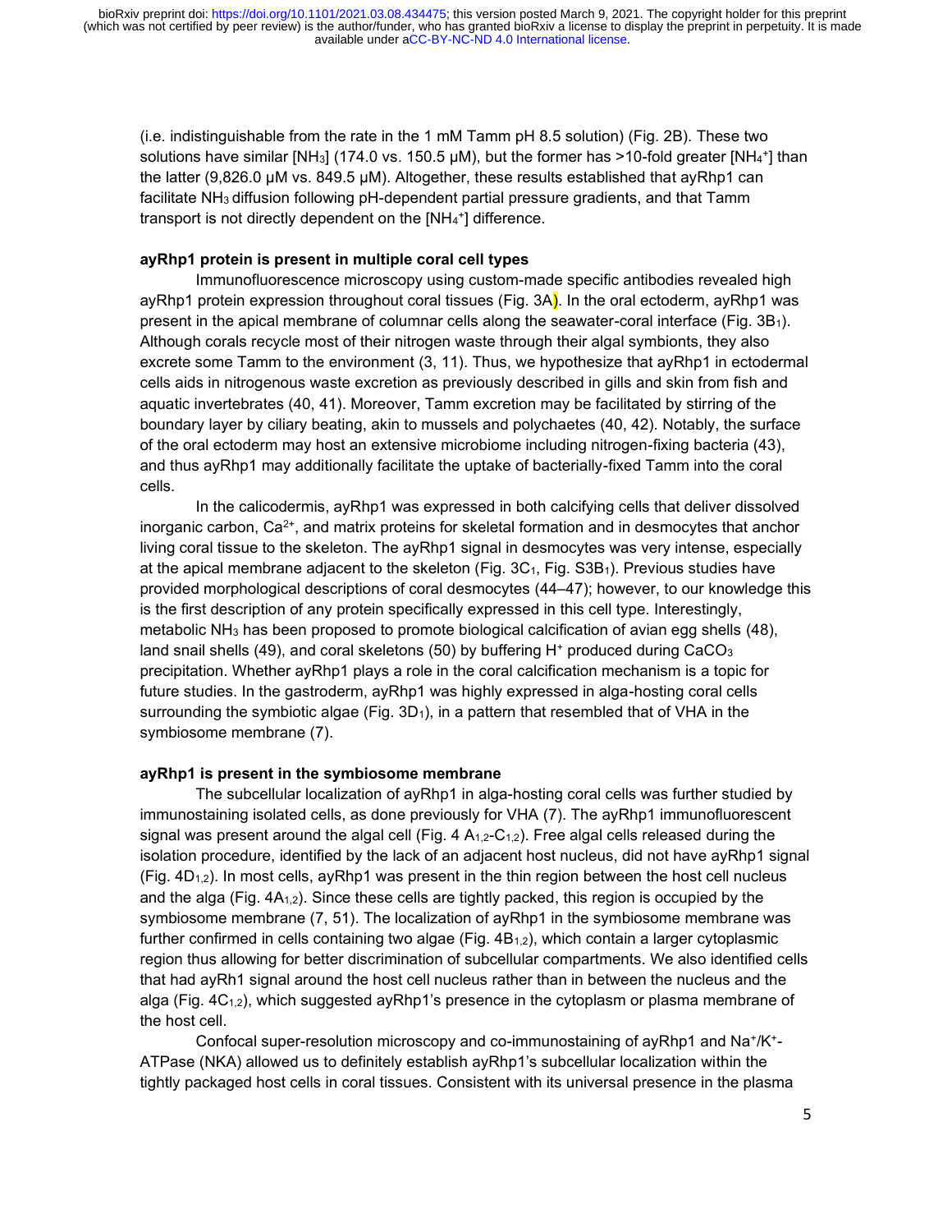(i.e. indistinguishable from the rate in the 1 mM Tamm pH 8.5 solution) (Fig. 2B). These two solutions have similar [$NH_3$] (174.0 vs. 150.5 μM), but the former has >10-fold greater [$NH_4^+$] than the latter (9,826.0 μM vs. 849.5 μM). Altogether, these results established that ayRhp1 can facilitate $NH_3$ diffusion following pH-dependent partial pressure gradients, and that Tamm transport is not directly dependent on the [$NH_4^+$] difference.

**ayRhp1 protein is present in multiple coral cell types**

Immunofluorescence microscopy using custom-made specific antibodies revealed high ayRhp1 protein expression throughout coral tissues (Fig. 3A). In the oral ectoderm, ayRhp1 was present in the apical membrane of columnar cells along the seawater-coral interface (Fig. $3B_1$). Although corals recycle most of their nitrogen waste through their algal symbionts, they also excrete some Tamm to the environment (3, 11). Thus, we hypothesize that ayRhp1 in ectodermal cells aids in nitrogenous waste excretion as previously described in gills and skin from fish and aquatic invertebrates (40, 41). Moreover, Tamm excretion may be facilitated by stirring of the boundary layer by ciliary beating, akin to mussels and polychaetes (40, 42). Notably, the surface of the oral ectoderm may host an extensive microbiome including nitrogen-fixing bacteria (43), and thus ayRhp1 may additionally facilitate the uptake of bacterially-fixed Tamm into the coral cells.

In the calicodermis, ayRhp1 was expressed in both calcifying cells that deliver dissolved inorganic carbon, $Ca^{2+}$, and matrix proteins for skeletal formation and in desmocytes that anchor living coral tissue to the skeleton. The ayRhp1 signal in desmocytes was very intense, especially at the apical membrane adjacent to the skeleton (Fig. $3C_1$, Fig. $S3B_1$). Previous studies have provided morphological descriptions of coral desmocytes (44–47); however, to our knowledge this is the first description of any protein specifically expressed in this cell type. Interestingly, metabolic $NH_3$ has been proposed to promote biological calcification of avian egg shells (48), land snail shells (49), and coral skeletons (50) by buffering $H^+$ produced during $CaCO_3$ precipitation. Whether ayRhp1 plays a role in the coral calcification mechanism is a topic for future studies. In the gastroderm, ayRhp1 was highly expressed in alga-hosting coral cells surrounding the symbiotic algae (Fig. $3D_1$), in a pattern that resembled that of VHA in the symbiosome membrane (7).

**ayRhp1 is present in the symbiosome membrane**

The subcellular localization of ayRhp1 in alga-hosting coral cells was further studied by immunostaining isolated cells, as done previously for VHA (7). The ayRhp1 immunofluorescent signal was present around the algal cell (Fig. 4 $A_{1,2}$-$C_{1,2}$). Free algal cells released during the isolation procedure, identified by the lack of an adjacent host nucleus, did not have ayRhp1 signal (Fig. $4D_{1,2}$). In most cells, ayRhp1 was present in the thin region between the host cell nucleus and the alga (Fig. $4A_{1,2}$). Since these cells are tightly packed, this region is occupied by the symbiosome membrane (7, 51). The localization of ayRhp1 in the symbiosome membrane was further confirmed in cells containing two algae (Fig. $4B_{1,2}$), which contain a larger cytoplasmic region thus allowing for better discrimination of subcellular compartments. We also identified cells that had ayRh1 signal around the host cell nucleus rather than in between the nucleus and the alga (Fig. $4C_{1,2}$), which suggested ayRhp1's presence in the cytoplasm or plasma membrane of the host cell.

Confocal super-resolution microscopy and co-immunostaining of ayRhp1 and $Na^+/K^+$-ATPase (NKA) allowed us to definitely establish ayRhp1's subcellular localization within the tightly packaged host cells in coral tissues. Consistent with its universal presence in the plasma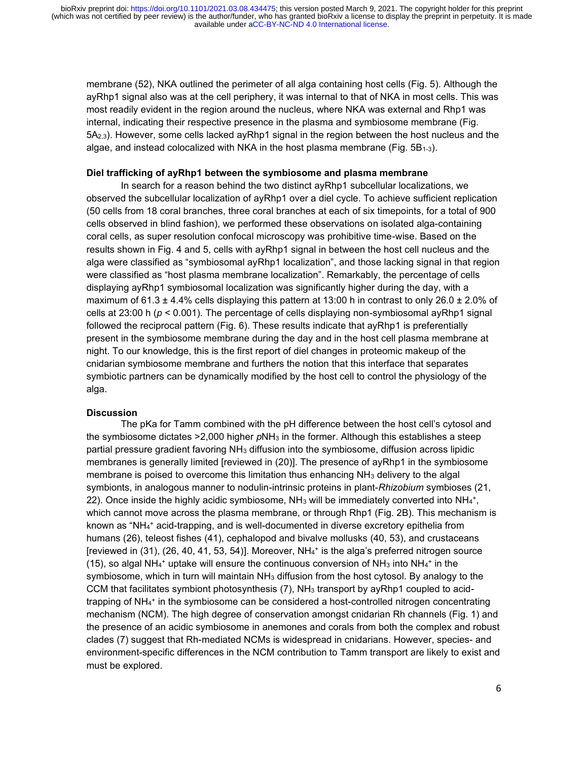membrane (52), NKA outlined the perimeter of all alga containing host cells (Fig. 5). Although the ayRhp1 signal also was at the cell periphery, it was internal to that of NKA in most cells. This was most readily evident in the region around the nucleus, where NKA was external and Rhp1 was internal, indicating their respective presence in the plasma and symbiosome membrane (Fig. $5A_{2,3}$). However, some cells lacked ayRhp1 signal in the region between the host nucleus and the algae, and instead colocalized with NKA in the host plasma membrane (Fig. $5B_{1\text{-}3}$).

**Diel trafficking of ayRhp1 between the symbiosome and plasma membrane**

In search for a reason behind the two distinct ayRhp1 subcellular localizations, we observed the subcellular localization of ayRhp1 over a diel cycle. To achieve sufficient replication (50 cells from 18 coral branches, three coral branches at each of six timepoints, for a total of 900 cells observed in blind fashion), we performed these observations on isolated alga-containing coral cells, as super resolution confocal microscopy was prohibitive time-wise. Based on the results shown in Fig. 4 and 5, cells with ayRhp1 signal in between the host cell nucleus and the alga were classified as "symbiosomal ayRhp1 localization", and those lacking signal in that region were classified as "host plasma membrane localization". Remarkably, the percentage of cells displaying ayRhp1 symbiosomal localization was significantly higher during the day, with a maximum of $61.3 \pm 4.4\%$ cells displaying this pattern at 13:00 h in contrast to only $26.0 \pm 2.0\%$ of cells at 23:00 h ($p < 0.001$). The percentage of cells displaying non-symbiosomal ayRhp1 signal followed the reciprocal pattern (Fig. 6). These results indicate that ayRhp1 is preferentially present in the symbiosome membrane during the day and in the host cell plasma membrane at night. To our knowledge, this is the first report of diel changes in proteomic makeup of the cnidarian symbiosome membrane and furthers the notion that this interface that separates symbiotic partners can be dynamically modified by the host cell to control the physiology of the alga.

**Discussion**

The pKa for Tamm combined with the pH difference between the host cell's cytosol and the symbiosome dictates >2,000 higher $pNH_3$ in the former. Although this establishes a steep partial pressure gradient favoring $NH_3$ diffusion into the symbiosome, diffusion across lipidic membranes is generally limited [reviewed in (20)]. The presence of ayRhp1 in the symbiosome membrane is poised to overcome this limitation thus enhancing $NH_3$ delivery to the algal symbionts, in analogous manner to nodulin-intrinsic proteins in plant-*Rhizobium* symbioses (21, 22). Once inside the highly acidic symbiosome, $NH_3$ will be immediately converted into $NH_4^+$, which cannot move across the plasma membrane, or through Rhp1 (Fig. 2B). This mechanism is known as "$NH_4^+$ acid-trapping, and is well-documented in diverse excretory epithelia from humans (26), teleost fishes (41), cephalopod and bivalve mollusks (40, 53), and crustaceans [reviewed in (31), (26, 40, 41, 53, 54)]. Moreover, $NH_4^+$ is the alga's preferred nitrogen source (15), so algal $NH_4^+$ uptake will ensure the continuous conversion of $NH_3$ into $NH_4^+$ in the symbiosome, which in turn will maintain $NH_3$ diffusion from the host cytosol. By analogy to the CCM that facilitates symbiont photosynthesis (7), $NH_3$ transport by ayRhp1 coupled to acid-trapping of $NH_4^+$ in the symbiosome can be considered a host-controlled nitrogen concentrating mechanism (NCM). The high degree of conservation amongst cnidarian Rh channels (Fig. 1) and the presence of an acidic symbiosome in anemones and corals from both the complex and robust clades (7) suggest that Rh-mediated NCMs is widespread in cnidarians. However, species- and environment-specific differences in the NCM contribution to Tamm transport are likely to exist and must be explored.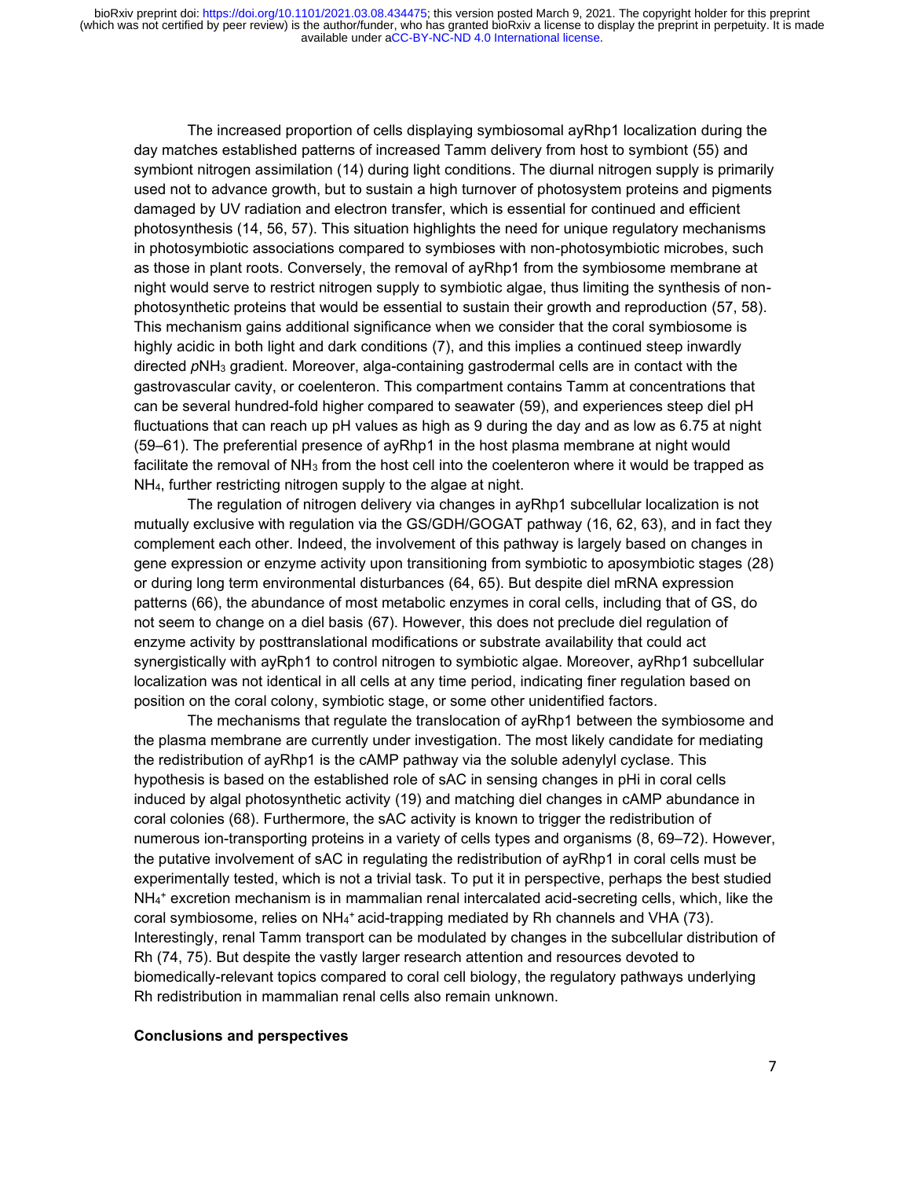The increased proportion of cells displaying symbiosomal ayRhp1 localization during the day matches established patterns of increased Tamm delivery from host to symbiont (55) and symbiont nitrogen assimilation (14) during light conditions. The diurnal nitrogen supply is primarily used not to advance growth, but to sustain a high turnover of photosystem proteins and pigments damaged by UV radiation and electron transfer, which is essential for continued and efficient photosynthesis (14, 56, 57). This situation highlights the need for unique regulatory mechanisms in photosymbiotic associations compared to symbioses with non-photosymbiotic microbes, such as those in plant roots. Conversely, the removal of ayRhp1 from the symbiosome membrane at night would serve to restrict nitrogen supply to symbiotic algae, thus limiting the synthesis of non-photosynthetic proteins that would be essential to sustain their growth and reproduction (57, 58). This mechanism gains additional significance when we consider that the coral symbiosome is highly acidic in both light and dark conditions (7), and this implies a continued steep inwardly directed $pNH_3$ gradient. Moreover, alga-containing gastrodermal cells are in contact with the gastrovascular cavity, or coelenteron. This compartment contains Tamm at concentrations that can be several hundred-fold higher compared to seawater (59), and experiences steep diel pH fluctuations that can reach up pH values as high as 9 during the day and as low as 6.75 at night (59–61). The preferential presence of ayRhp1 in the host plasma membrane at night would facilitate the removal of $NH_3$ from the host cell into the coelenteron where it would be trapped as $NH_4$, further restricting nitrogen supply to the algae at night.

The regulation of nitrogen delivery via changes in ayRhp1 subcellular localization is not mutually exclusive with regulation via the GS/GDH/GOGAT pathway (16, 62, 63), and in fact they complement each other. Indeed, the involvement of this pathway is largely based on changes in gene expression or enzyme activity upon transitioning from symbiotic to aposymbiotic stages (28) or during long term environmental disturbances (64, 65). But despite diel mRNA expression patterns (66), the abundance of most metabolic enzymes in coral cells, including that of GS, do not seem to change on a diel basis (67). However, this does not preclude diel regulation of enzyme activity by posttranslational modifications or substrate availability that could act synergistically with ayRph1 to control nitrogen to symbiotic algae. Moreover, ayRhp1 subcellular localization was not identical in all cells at any time period, indicating finer regulation based on position on the coral colony, symbiotic stage, or some other unidentified factors.

The mechanisms that regulate the translocation of ayRhp1 between the symbiosome and the plasma membrane are currently under investigation. The most likely candidate for mediating the redistribution of ayRhp1 is the cAMP pathway via the soluble adenylyl cyclase. This hypothesis is based on the established role of sAC in sensing changes in pHi in coral cells induced by algal photosynthetic activity (19) and matching diel changes in cAMP abundance in coral colonies (68). Furthermore, the sAC activity is known to trigger the redistribution of numerous ion-transporting proteins in a variety of cells types and organisms (8, 69–72). However, the putative involvement of sAC in regulating the redistribution of ayRhp1 in coral cells must be experimentally tested, which is not a trivial task. To put it in perspective, perhaps the best studied $NH_4^+$ excretion mechanism is in mammalian renal intercalated acid-secreting cells, which, like the coral symbiosome, relies on $NH_4^+$ acid-trapping mediated by Rh channels and VHA (73). Interestingly, renal Tamm transport can be modulated by changes in the subcellular distribution of Rh (74, 75). But despite the vastly larger research attention and resources devoted to biomedically-relevant topics compared to coral cell biology, the regulatory pathways underlying Rh redistribution in mammalian renal cells also remain unknown.

**Conclusions and perspectives**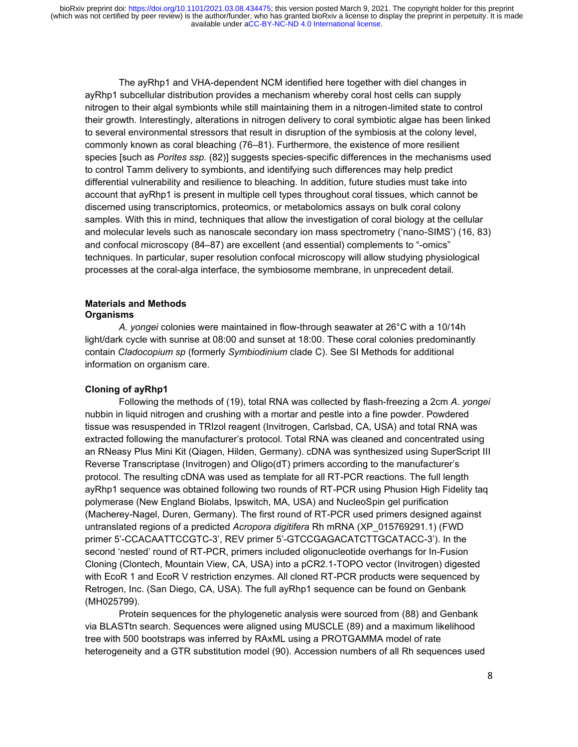The ayRhp1 and VHA-dependent NCM identified here together with diel changes in ayRhp1 subcellular distribution provides a mechanism whereby coral host cells can supply nitrogen to their algal symbionts while still maintaining them in a nitrogen-limited state to control their growth. Interestingly, alterations in nitrogen delivery to coral symbiotic algae has been linked to several environmental stressors that result in disruption of the symbiosis at the colony level, commonly known as coral bleaching (76–81). Furthermore, the existence of more resilient species [such as *Porites ssp.* (82)] suggests species-specific differences in the mechanisms used to control Tamm delivery to symbionts, and identifying such differences may help predict differential vulnerability and resilience to bleaching. In addition, future studies must take into account that ayRhp1 is present in multiple cell types throughout coral tissues, which cannot be discerned using transcriptomics, proteomics, or metabolomics assays on bulk coral colony samples. With this in mind, techniques that allow the investigation of coral biology at the cellular and molecular levels such as nanoscale secondary ion mass spectrometry ('nano-SIMS') (16, 83) and confocal microscopy (84–87) are excellent (and essential) complements to "-omics" techniques. In particular, super resolution confocal microscopy will allow studying physiological processes at the coral-alga interface, the symbiosome membrane, in unprecedent detail.

## Materials and Methods

### Organisms

*A. yongei* colonies were maintained in flow-through seawater at 26°C with a 10/14h light/dark cycle with sunrise at 08:00 and sunset at 18:00. These coral colonies predominantly contain *Cladocopium sp* (formerly *Symbiodinium* clade C). See SI Methods for additional information on organism care.

### Cloning of ayRhp1

Following the methods of (19), total RNA was collected by flash-freezing a 2cm *A. yongei* nubbin in liquid nitrogen and crushing with a mortar and pestle into a fine powder. Powdered tissue was resuspended in TRIzol reagent (Invitrogen, Carlsbad, CA, USA) and total RNA was extracted following the manufacturer's protocol. Total RNA was cleaned and concentrated using an RNeasy Plus Mini Kit (Qiagen, Hilden, Germany). cDNA was synthesized using SuperScript III Reverse Transcriptase (Invitrogen) and Oligo(dT) primers according to the manufacturer's protocol. The resulting cDNA was used as template for all RT-PCR reactions. The full length ayRhp1 sequence was obtained following two rounds of RT-PCR using Phusion High Fidelity taq polymerase (New England Biolabs, Ipswitch, MA, USA) and NucleoSpin gel purification (Macherey-Nagel, Duren, Germany). The first round of RT-PCR used primers designed against untranslated regions of a predicted *Acropora digitifera* Rh mRNA (XP_015769291.1) (FWD primer 5'-CCACAATTCCGTC-3', REV primer 5'-GTCCGAGACATCTTGCATACC-3'). In the second 'nested' round of RT-PCR, primers included oligonucleotide overhangs for In-Fusion Cloning (Clontech, Mountain View, CA, USA) into a pCR2.1-TOPO vector (Invitrogen) digested with EcoR 1 and EcoR V restriction enzymes. All cloned RT-PCR products were sequenced by Retrogen, Inc. (San Diego, CA, USA). The full ayRhp1 sequence can be found on Genbank (MH025799).

Protein sequences for the phylogenetic analysis were sourced from (88) and Genbank via BLASTtn search. Sequences were aligned using MUSCLE (89) and a maximum likelihood tree with 500 bootstraps was inferred by RAxML using a PROTGAMMA model of rate heterogeneity and a GTR substitution model (90). Accession numbers of all Rh sequences used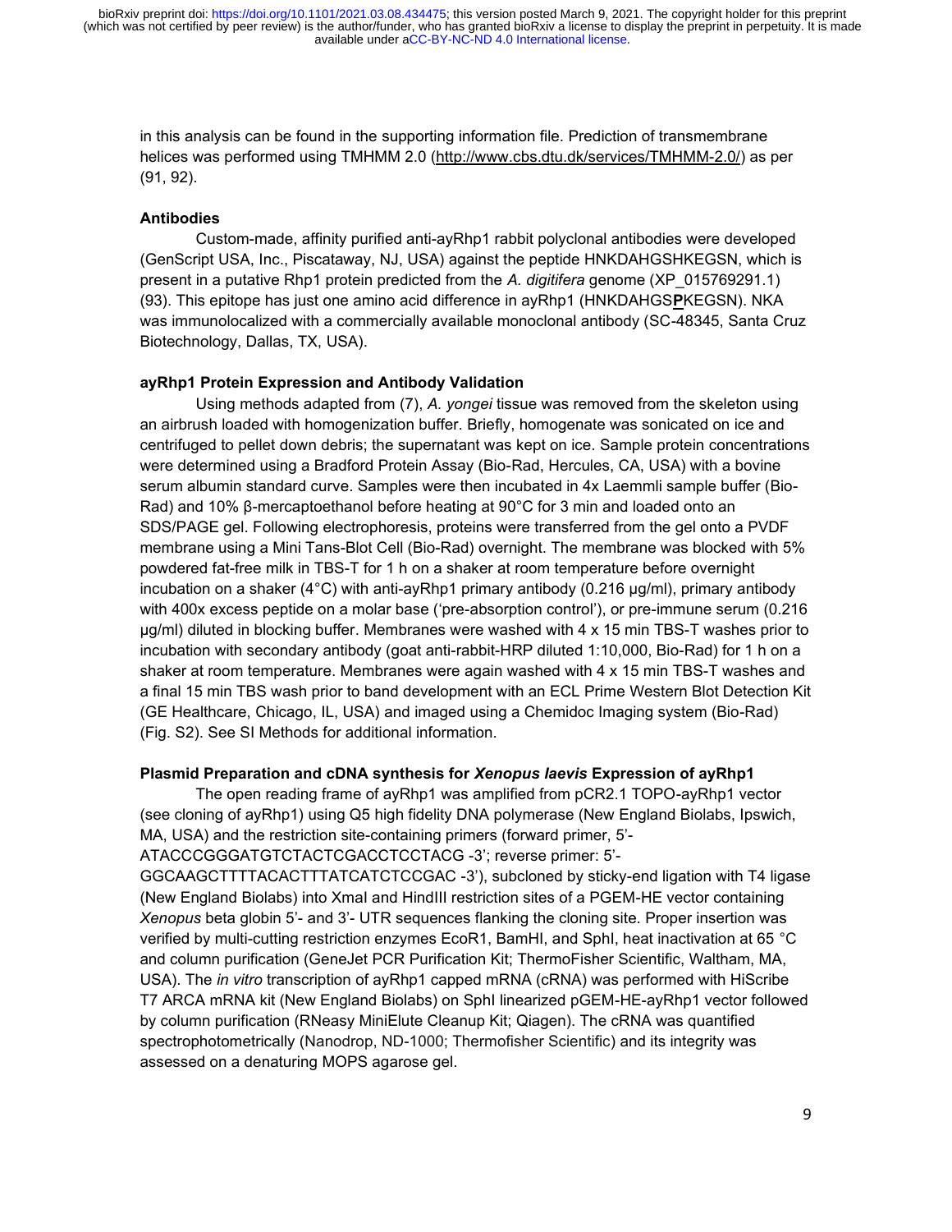in this analysis can be found in the supporting information file. Prediction of transmembrane helices was performed using TMHMM 2.0 (http://www.cbs.dtu.dk/services/TMHMM-2.0/) as per (91, 92).

**Antibodies**

Custom-made, affinity purified anti-ayRhp1 rabbit polyclonal antibodies were developed (GenScript USA, Inc., Piscataway, NJ, USA) against the peptide HNKDAHGSHKEGSN, which is present in a putative Rhp1 protein predicted from the *A. digitifera* genome (XP_015769291.1) (93). This epitope has just one amino acid difference in ayRhp1 (HNKDAHGS**P**KEGSN). NKA was immunolocalized with a commercially available monoclonal antibody (SC-48345, Santa Cruz Biotechnology, Dallas, TX, USA).

**ayRhp1 Protein Expression and Antibody Validation**

Using methods adapted from (7), *A. yongei* tissue was removed from the skeleton using an airbrush loaded with homogenization buffer. Briefly, homogenate was sonicated on ice and centrifuged to pellet down debris; the supernatant was kept on ice. Sample protein concentrations were determined using a Bradford Protein Assay (Bio-Rad, Hercules, CA, USA) with a bovine serum albumin standard curve. Samples were then incubated in 4x Laemmli sample buffer (Bio-Rad) and 10% β-mercaptoethanol before heating at 90°C for 3 min and loaded onto an SDS/PAGE gel. Following electrophoresis, proteins were transferred from the gel onto a PVDF membrane using a Mini Tans-Blot Cell (Bio-Rad) overnight. The membrane was blocked with 5% powdered fat-free milk in TBS-T for 1 h on a shaker at room temperature before overnight incubation on a shaker (4°C) with anti-ayRhp1 primary antibody (0.216 μg/ml), primary antibody with 400x excess peptide on a molar base ('pre-absorption control'), or pre-immune serum (0.216 μg/ml) diluted in blocking buffer. Membranes were washed with 4 x 15 min TBS-T washes prior to incubation with secondary antibody (goat anti-rabbit-HRP diluted 1:10,000, Bio-Rad) for 1 h on a shaker at room temperature. Membranes were again washed with 4 x 15 min TBS-T washes and a final 15 min TBS wash prior to band development with an ECL Prime Western Blot Detection Kit (GE Healthcare, Chicago, IL, USA) and imaged using a Chemidoc Imaging system (Bio-Rad) (Fig. S2). See SI Methods for additional information.

**Plasmid Preparation and cDNA synthesis for *Xenopus laevis* Expression of ayRhp1**

The open reading frame of ayRhp1 was amplified from pCR2.1 TOPO-ayRhp1 vector (see cloning of ayRhp1) using Q5 high fidelity DNA polymerase (New England Biolabs, Ipswich, MA, USA) and the restriction site-containing primers (forward primer, 5'-ATACCCGGGATGTCTACTCGACCTCCTACG -3'; reverse primer: 5'-GGCAAGCTTTTACACTTTATCATCTCCGAC -3'), subcloned by sticky-end ligation with T4 ligase (New England Biolabs) into XmaI and HindIII restriction sites of a PGEM-HE vector containing *Xenopus* beta globin 5'- and 3'- UTR sequences flanking the cloning site. Proper insertion was verified by multi-cutting restriction enzymes EcoR1, BamHI, and SphI, heat inactivation at 65 °C and column purification (GeneJet PCR Purification Kit; ThermoFisher Scientific, Waltham, MA, USA). The *in vitro* transcription of ayRhp1 capped mRNA (cRNA) was performed with HiScribe T7 ARCA mRNA kit (New England Biolabs) on SphI linearized pGEM-HE-ayRhp1 vector followed by column purification (RNeasy MiniElute Cleanup Kit; Qiagen). The cRNA was quantified spectrophotometrically (Nanodrop, ND-1000; Thermofisher Scientific) and its integrity was assessed on a denaturing MOPS agarose gel.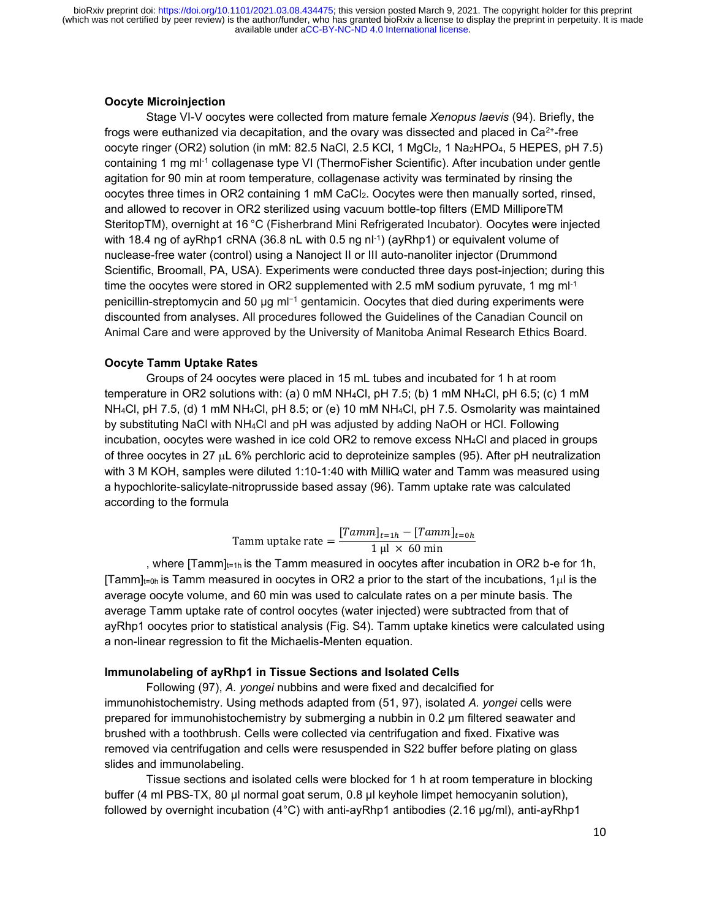**Oocyte Microinjection**

Stage VI-V oocytes were collected from mature female *Xenopus laevis* (94). Briefly, the frogs were euthanized via decapitation, and the ovary was dissected and placed in $Ca^{2+}$-free oocyte ringer (OR2) solution (in mM: 82.5 NaCl, 2.5 KCl, 1 $MgCl_2$, 1 $Na_2HPO_4$, 5 HEPES, pH 7.5) containing 1 mg $ml^{-1}$ collagenase type VI (ThermoFisher Scientific). After incubation under gentle agitation for 90 min at room temperature, collagenase activity was terminated by rinsing the oocytes three times in OR2 containing 1 mM $CaCl_2$. Oocytes were then manually sorted, rinsed, and allowed to recover in OR2 sterilized using vacuum bottle-top filters (EMD MilliporeTM SteritopTM), overnight at 16 °C (Fisherbrand Mini Refrigerated Incubator). Oocytes were injected with 18.4 ng of ayRhp1 cRNA (36.8 nL with 0.5 ng $nl^{-1}$) (ayRhp1) or equivalent volume of nuclease-free water (control) using a Nanoject II or III auto-nanoliter injector (Drummond Scientific, Broomall, PA, USA). Experiments were conducted three days post-injection; during this time the oocytes were stored in OR2 supplemented with 2.5 mM sodium pyruvate, 1 mg $ml^{-1}$ penicillin-streptomycin and 50 μg $ml^{-1}$ gentamicin. Oocytes that died during experiments were discounted from analyses. All procedures followed the Guidelines of the Canadian Council on Animal Care and were approved by the University of Manitoba Animal Research Ethics Board.

**Oocyte Tamm Uptake Rates**

Groups of 24 oocytes were placed in 15 mL tubes and incubated for 1 h at room temperature in OR2 solutions with: (a) 0 mM $NH_4Cl$, pH 7.5; (b) 1 mM $NH_4Cl$, pH 6.5; (c) 1 mM $NH_4Cl$, pH 7.5, (d) 1 mM $NH_4Cl$, pH 8.5; or (e) 10 mM $NH_4Cl$, pH 7.5. Osmolarity was maintained by substituting NaCl with $NH_4Cl$ and pH was adjusted by adding NaOH or HCl. Following incubation, oocytes were washed in ice cold OR2 to remove excess $NH_4Cl$ and placed in groups of three oocytes in 27 μL 6% perchloric acid to deproteinize samples (95). After pH neutralization with 3 M KOH, samples were diluted 1:10-1:40 with MilliQ water and Tamm was measured using a hypochlorite-salicylate-nitroprusside based assay (96). Tamm uptake rate was calculated according to the formula

$$\text{Tamm uptake rate} = \frac{[Tamm]_{t=1h} - [Tamm]_{t=0h}}{1\ \mu l\ \times\ 60\ \text{min}}$$

, where $[Tamm]_{t=1h}$ is the Tamm measured in oocytes after incubation in OR2 b-e for 1h, $[Tamm]_{t=0h}$ is Tamm measured in oocytes in OR2 a prior to the start of the incubations, 1μl is the average oocyte volume, and 60 min was used to calculate rates on a per minute basis. The average Tamm uptake rate of control oocytes (water injected) were subtracted from that of ayRhp1 oocytes prior to statistical analysis (Fig. S4). Tamm uptake kinetics were calculated using a non-linear regression to fit the Michaelis-Menten equation.

**Immunolabeling of ayRhp1 in Tissue Sections and Isolated Cells**

Following (97), *A. yongei* nubbins and were fixed and decalcified for immunohistochemistry. Using methods adapted from (51, 97), isolated *A. yongei* cells were prepared for immunohistochemistry by submerging a nubbin in 0.2 µm filtered seawater and brushed with a toothbrush. Cells were collected via centrifugation and fixed. Fixative was removed via centrifugation and cells were resuspended in S22 buffer before plating on glass slides and immunolabeling.

Tissue sections and isolated cells were blocked for 1 h at room temperature in blocking buffer (4 ml PBS-TX, 80 µl normal goat serum, 0.8 µl keyhole limpet hemocyanin solution), followed by overnight incubation (4°C) with anti-ayRhp1 antibodies (2.16 µg/ml), anti-ayRhp1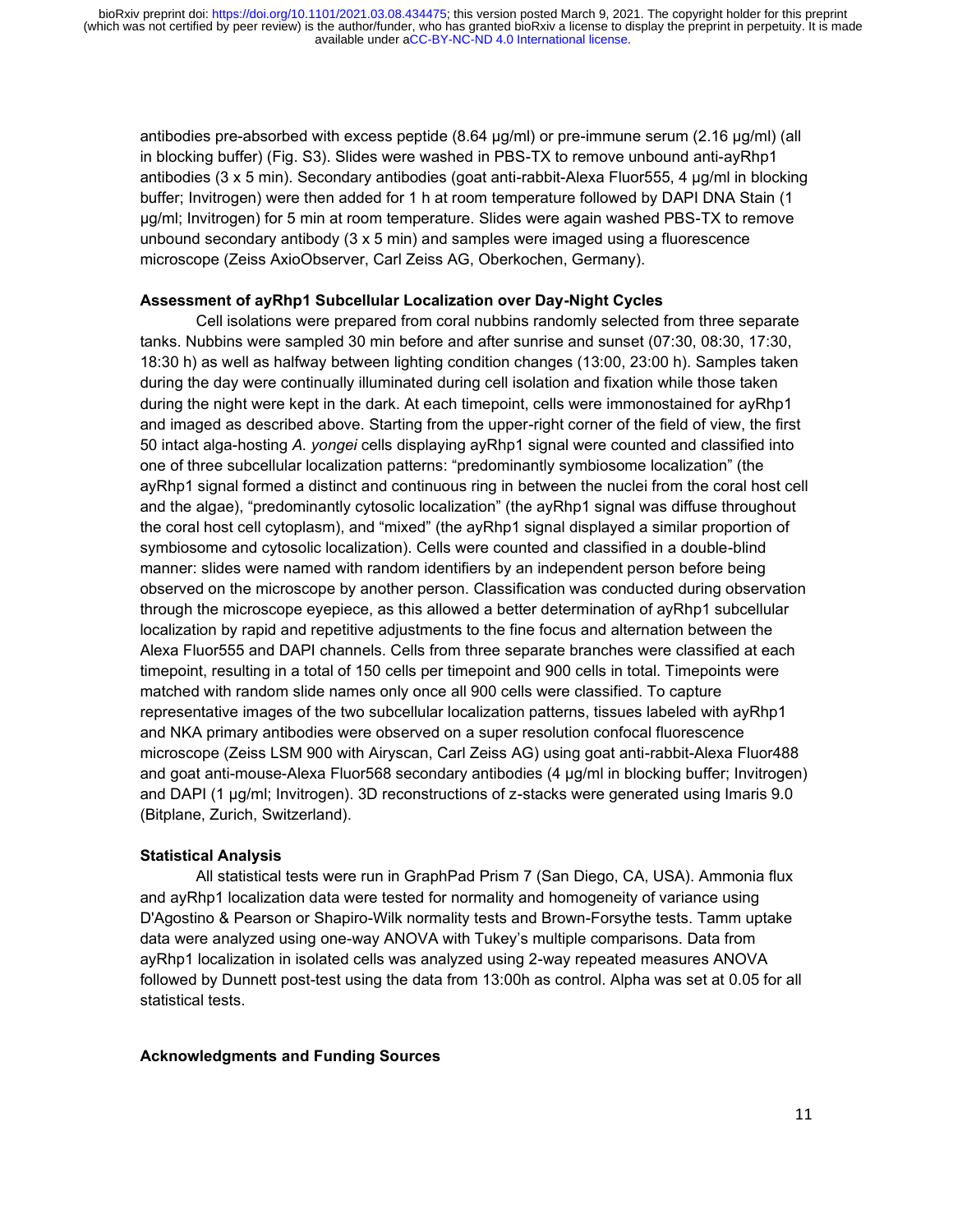antibodies pre-absorbed with excess peptide (8.64 µg/ml) or pre-immune serum (2.16 µg/ml) (all in blocking buffer) (Fig. S3). Slides were washed in PBS-TX to remove unbound anti-ayRhp1 antibodies (3 x 5 min). Secondary antibodies (goat anti-rabbit-Alexa Fluor555, 4 µg/ml in blocking buffer; Invitrogen) were then added for 1 h at room temperature followed by DAPI DNA Stain (1 µg/ml; Invitrogen) for 5 min at room temperature. Slides were again washed PBS-TX to remove unbound secondary antibody (3 x 5 min) and samples were imaged using a fluorescence microscope (Zeiss AxioObserver, Carl Zeiss AG, Oberkochen, Germany).

**Assessment of ayRhp1 Subcellular Localization over Day-Night Cycles**

Cell isolations were prepared from coral nubbins randomly selected from three separate tanks. Nubbins were sampled 30 min before and after sunrise and sunset (07:30, 08:30, 17:30, 18:30 h) as well as halfway between lighting condition changes (13:00, 23:00 h). Samples taken during the day were continually illuminated during cell isolation and fixation while those taken during the night were kept in the dark. At each timepoint, cells were immonostained for ayRhp1 and imaged as described above. Starting from the upper-right corner of the field of view, the first 50 intact alga-hosting *A. yongei* cells displaying ayRhp1 signal were counted and classified into one of three subcellular localization patterns: "predominantly symbiosome localization" (the ayRhp1 signal formed a distinct and continuous ring in between the nuclei from the coral host cell and the algae), "predominantly cytosolic localization" (the ayRhp1 signal was diffuse throughout the coral host cell cytoplasm), and "mixed" (the ayRhp1 signal displayed a similar proportion of symbiosome and cytosolic localization). Cells were counted and classified in a double-blind manner: slides were named with random identifiers by an independent person before being observed on the microscope by another person. Classification was conducted during observation through the microscope eyepiece, as this allowed a better determination of ayRhp1 subcellular localization by rapid and repetitive adjustments to the fine focus and alternation between the Alexa Fluor555 and DAPI channels. Cells from three separate branches were classified at each timepoint, resulting in a total of 150 cells per timepoint and 900 cells in total. Timepoints were matched with random slide names only once all 900 cells were classified. To capture representative images of the two subcellular localization patterns, tissues labeled with ayRhp1 and NKA primary antibodies were observed on a super resolution confocal fluorescence microscope (Zeiss LSM 900 with Airyscan, Carl Zeiss AG) using goat anti-rabbit-Alexa Fluor488 and goat anti-mouse-Alexa Fluor568 secondary antibodies (4 µg/ml in blocking buffer; Invitrogen) and DAPI (1 µg/ml; Invitrogen). 3D reconstructions of z-stacks were generated using Imaris 9.0 (Bitplane, Zurich, Switzerland).

**Statistical Analysis**

All statistical tests were run in GraphPad Prism 7 (San Diego, CA, USA). Ammonia flux and ayRhp1 localization data were tested for normality and homogeneity of variance using D'Agostino & Pearson or Shapiro-Wilk normality tests and Brown-Forsythe tests. Tamm uptake data were analyzed using one-way ANOVA with Tukey's multiple comparisons. Data from ayRhp1 localization in isolated cells was analyzed using 2-way repeated measures ANOVA followed by Dunnett post-test using the data from 13:00h as control. Alpha was set at 0.05 for all statistical tests.

**Acknowledgments and Funding Sources**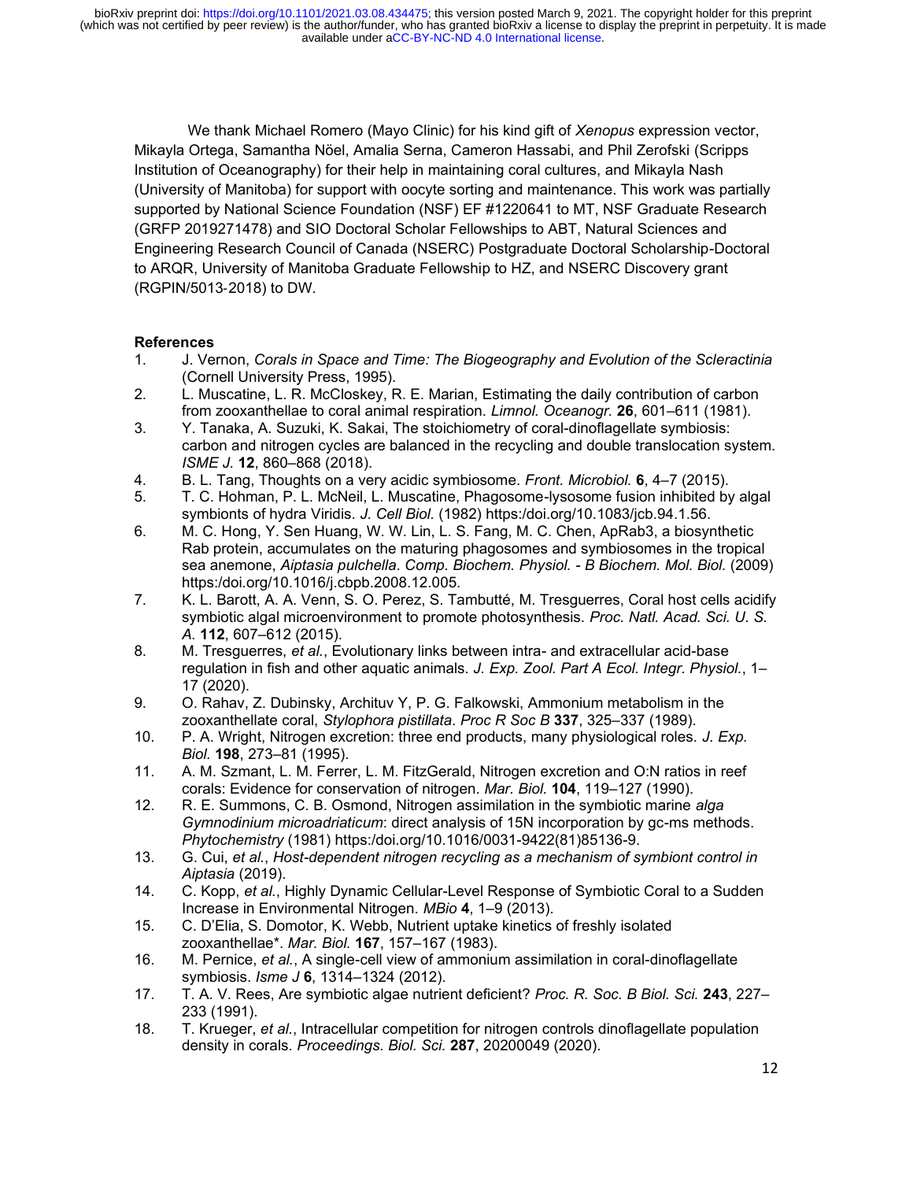We thank Michael Romero (Mayo Clinic) for his kind gift of *Xenopus* expression vector, Mikayla Ortega, Samantha Nöel, Amalia Serna, Cameron Hassabi, and Phil Zerofski (Scripps Institution of Oceanography) for their help in maintaining coral cultures, and Mikayla Nash (University of Manitoba) for support with oocyte sorting and maintenance. This work was partially supported by National Science Foundation (NSF) EF #1220641 to MT, NSF Graduate Research (GRFP 2019271478) and SIO Doctoral Scholar Fellowships to ABT, Natural Sciences and Engineering Research Council of Canada (NSERC) Postgraduate Doctoral Scholarship-Doctoral to ARQR, University of Manitoba Graduate Fellowship to HZ, and NSERC Discovery grant (RGPIN/5013-2018) to DW.

**References**

1. J. Vernon, *Corals in Space and Time: The Biogeography and Evolution of the Scleractinia* (Cornell University Press, 1995).
2. L. Muscatine, L. R. McCloskey, R. E. Marian, Estimating the daily contribution of carbon from zooxanthellae to coral animal respiration. *Limnol. Oceanogr.* **26**, 601–611 (1981).
3. Y. Tanaka, A. Suzuki, K. Sakai, The stoichiometry of coral-dinoflagellate symbiosis: carbon and nitrogen cycles are balanced in the recycling and double translocation system. *ISME J.* **12**, 860–868 (2018).
4. B. L. Tang, Thoughts on a very acidic symbiosome. *Front. Microbiol.* **6**, 4–7 (2015).
5. T. C. Hohman, P. L. McNeil, L. Muscatine, Phagosome-lysosome fusion inhibited by algal symbionts of hydra Viridis. *J. Cell Biol.* (1982) https:/doi.org/10.1083/jcb.94.1.56.
6. M. C. Hong, Y. Sen Huang, W. W. Lin, L. S. Fang, M. C. Chen, ApRab3, a biosynthetic Rab protein, accumulates on the maturing phagosomes and symbiosomes in the tropical sea anemone, *Aiptasia pulchella*. *Comp. Biochem. Physiol. - B Biochem. Mol. Biol.* (2009) https:/doi.org/10.1016/j.cbpb.2008.12.005.
7. K. L. Barott, A. A. Venn, S. O. Perez, S. Tambutté, M. Tresguerres, Coral host cells acidify symbiotic algal microenvironment to promote photosynthesis. *Proc. Natl. Acad. Sci. U. S. A.* **112**, 607–612 (2015).
8. M. Tresguerres, *et al.*, Evolutionary links between intra- and extracellular acid-base regulation in fish and other aquatic animals. *J. Exp. Zool. Part A Ecol. Integr. Physiol.*, 1–17 (2020).
9. O. Rahav, Z. Dubinsky, Archituv Y, P. G. Falkowski, Ammonium metabolism in the zooxanthellate coral, *Stylophora pistillata*. *Proc R Soc B* **337**, 325–337 (1989).
10. P. A. Wright, Nitrogen excretion: three end products, many physiological roles. *J. Exp. Biol.* **198**, 273–81 (1995).
11. A. M. Szmant, L. M. Ferrer, L. M. FitzGerald, Nitrogen excretion and O:N ratios in reef corals: Evidence for conservation of nitrogen. *Mar. Biol.* **104**, 119–127 (1990).
12. R. E. Summons, C. B. Osmond, Nitrogen assimilation in the symbiotic marine *alga Gymnodinium microadriaticum*: direct analysis of 15N incorporation by gc-ms methods. *Phytochemistry* (1981) https:/doi.org/10.1016/0031-9422(81)85136-9.
13. G. Cui, *et al.*, *Host-dependent nitrogen recycling as a mechanism of symbiont control in Aiptasia* (2019).
14. C. Kopp, *et al.*, Highly Dynamic Cellular-Level Response of Symbiotic Coral to a Sudden Increase in Environmental Nitrogen. *MBio* **4**, 1–9 (2013).
15. C. D'Elia, S. Domotor, K. Webb, Nutrient uptake kinetics of freshly isolated zooxanthellae*. *Mar. Biol.* **167**, 157–167 (1983).
16. M. Pernice, *et al.*, A single-cell view of ammonium assimilation in coral-dinoflagellate symbiosis. *Isme J* **6**, 1314–1324 (2012).
17. T. A. V. Rees, Are symbiotic algae nutrient deficient? *Proc. R. Soc. B Biol. Sci.* **243**, 227–233 (1991).
18. T. Krueger, *et al.*, Intracellular competition for nitrogen controls dinoflagellate population density in corals. *Proceedings. Biol. Sci.* **287**, 20200049 (2020).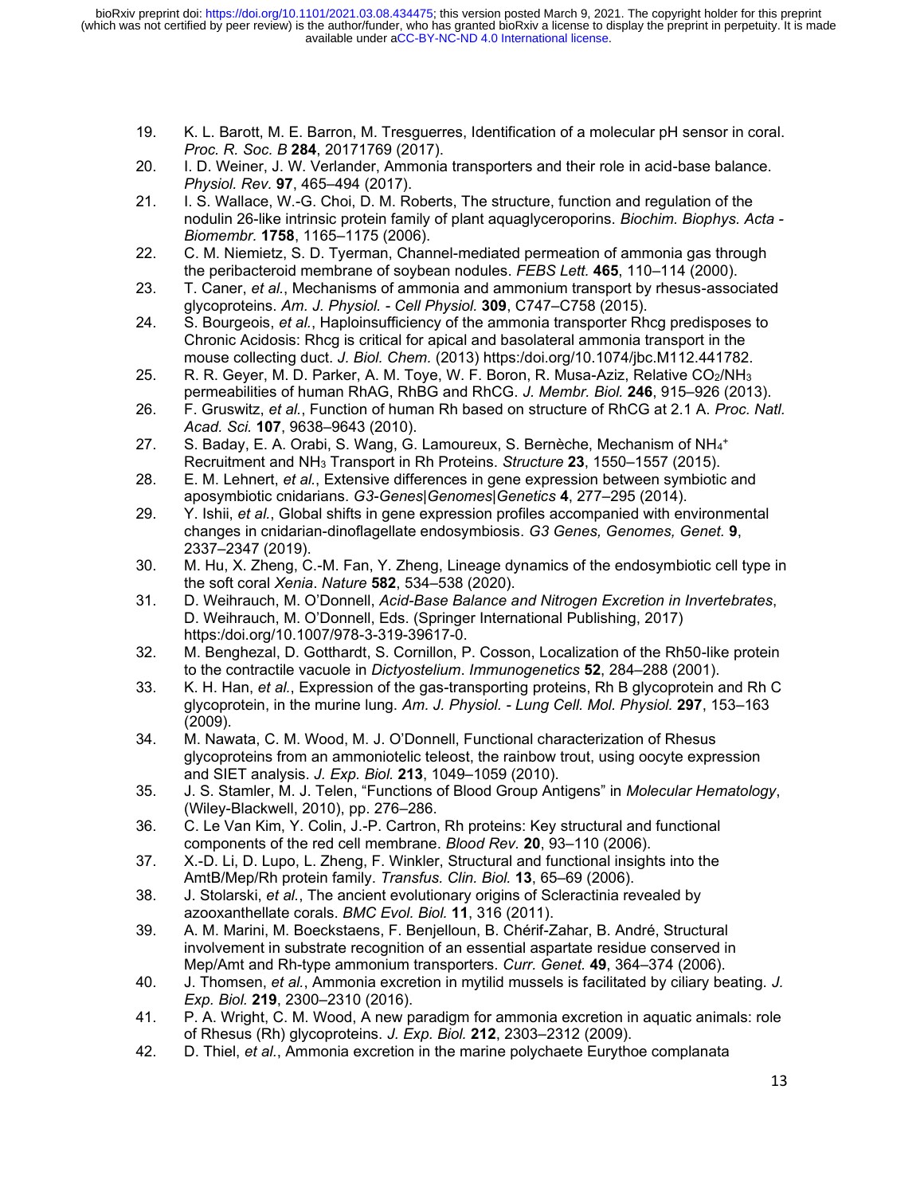19. K. L. Barott, M. E. Barron, M. Tresguerres, Identification of a molecular pH sensor in coral. *Proc. R. Soc. B* **284**, 20171769 (2017).
20. I. D. Weiner, J. W. Verlander, Ammonia transporters and their role in acid-base balance. *Physiol. Rev.* **97**, 465–494 (2017).
21. I. S. Wallace, W.-G. Choi, D. M. Roberts, The structure, function and regulation of the nodulin 26-like intrinsic protein family of plant aquaglyceroporins. *Biochim. Biophys. Acta - Biomembr.* **1758**, 1165–1175 (2006).
22. C. M. Niemietz, S. D. Tyerman, Channel-mediated permeation of ammonia gas through the peribacteroid membrane of soybean nodules. *FEBS Lett.* **465**, 110–114 (2000).
23. T. Caner, *et al.*, Mechanisms of ammonia and ammonium transport by rhesus-associated glycoproteins. *Am. J. Physiol. - Cell Physiol.* **309**, C747–C758 (2015).
24. S. Bourgeois, *et al.*, Haploinsufficiency of the ammonia transporter Rhcg predisposes to Chronic Acidosis: Rhcg is critical for apical and basolateral ammonia transport in the mouse collecting duct. *J. Biol. Chem.* (2013) https:/doi.org/10.1074/jbc.M112.441782.
25. R. R. Geyer, M. D. Parker, A. M. Toye, W. F. Boron, R. Musa-Aziz, Relative $CO_2$/$NH_3$ permeabilities of human RhAG, RhBG and RhCG. *J. Membr. Biol.* **246**, 915–926 (2013).
26. F. Gruswitz, *et al.*, Function of human Rh based on structure of RhCG at 2.1 A. *Proc. Natl. Acad. Sci.* **107**, 9638–9643 (2010).
27. S. Baday, E. A. Orabi, S. Wang, G. Lamoureux, S. Bernèche, Mechanism of $NH_4^+$ Recruitment and $NH_3$ Transport in Rh Proteins. *Structure* **23**, 1550–1557 (2015).
28. E. M. Lehnert, *et al.*, Extensive differences in gene expression between symbiotic and aposymbiotic cnidarians. *G3-Genes|Genomes|Genetics* **4**, 277–295 (2014).
29. Y. Ishii, *et al.*, Global shifts in gene expression profiles accompanied with environmental changes in cnidarian-dinoflagellate endosymbiosis. *G3 Genes, Genomes, Genet.* **9**, 2337–2347 (2019).
30. M. Hu, X. Zheng, C.-M. Fan, Y. Zheng, Lineage dynamics of the endosymbiotic cell type in the soft coral *Xenia*. *Nature* **582**, 534–538 (2020).
31. D. Weihrauch, M. O'Donnell, *Acid-Base Balance and Nitrogen Excretion in Invertebrates*, D. Weihrauch, M. O'Donnell, Eds. (Springer International Publishing, 2017) https:/doi.org/10.1007/978-3-319-39617-0.
32. M. Benghezal, D. Gotthardt, S. Cornillon, P. Cosson, Localization of the Rh50-like protein to the contractile vacuole in *Dictyostelium*. *Immunogenetics* **52**, 284–288 (2001).
33. K. H. Han, *et al.*, Expression of the gas-transporting proteins, Rh B glycoprotein and Rh C glycoprotein, in the murine lung. *Am. J. Physiol. - Lung Cell. Mol. Physiol.* **297**, 153–163 (2009).
34. M. Nawata, C. M. Wood, M. J. O'Donnell, Functional characterization of Rhesus glycoproteins from an ammoniotelic teleost, the rainbow trout, using oocyte expression and SIET analysis. *J. Exp. Biol.* **213**, 1049–1059 (2010).
35. J. S. Stamler, M. J. Telen, "Functions of Blood Group Antigens" in *Molecular Hematology*, (Wiley-Blackwell, 2010), pp. 276–286.
36. C. Le Van Kim, Y. Colin, J.-P. Cartron, Rh proteins: Key structural and functional components of the red cell membrane. *Blood Rev.* **20**, 93–110 (2006).
37. X.-D. Li, D. Lupo, L. Zheng, F. Winkler, Structural and functional insights into the AmtB/Mep/Rh protein family. *Transfus. Clin. Biol.* **13**, 65–69 (2006).
38. J. Stolarski, *et al.*, The ancient evolutionary origins of Scleractinia revealed by azooxanthellate corals. *BMC Evol. Biol.* **11**, 316 (2011).
39. A. M. Marini, M. Boeckstaens, F. Benjelloun, B. Chérif-Zahar, B. André, Structural involvement in substrate recognition of an essential aspartate residue conserved in Mep/Amt and Rh-type ammonium transporters. *Curr. Genet.* **49**, 364–374 (2006).
40. J. Thomsen, *et al.*, Ammonia excretion in mytilid mussels is facilitated by ciliary beating. *J. Exp. Biol.* **219**, 2300–2310 (2016).
41. P. A. Wright, C. M. Wood, A new paradigm for ammonia excretion in aquatic animals: role of Rhesus (Rh) glycoproteins. *J. Exp. Biol.* **212**, 2303–2312 (2009).
42. D. Thiel, *et al.*, Ammonia excretion in the marine polychaete Eurythoe complanata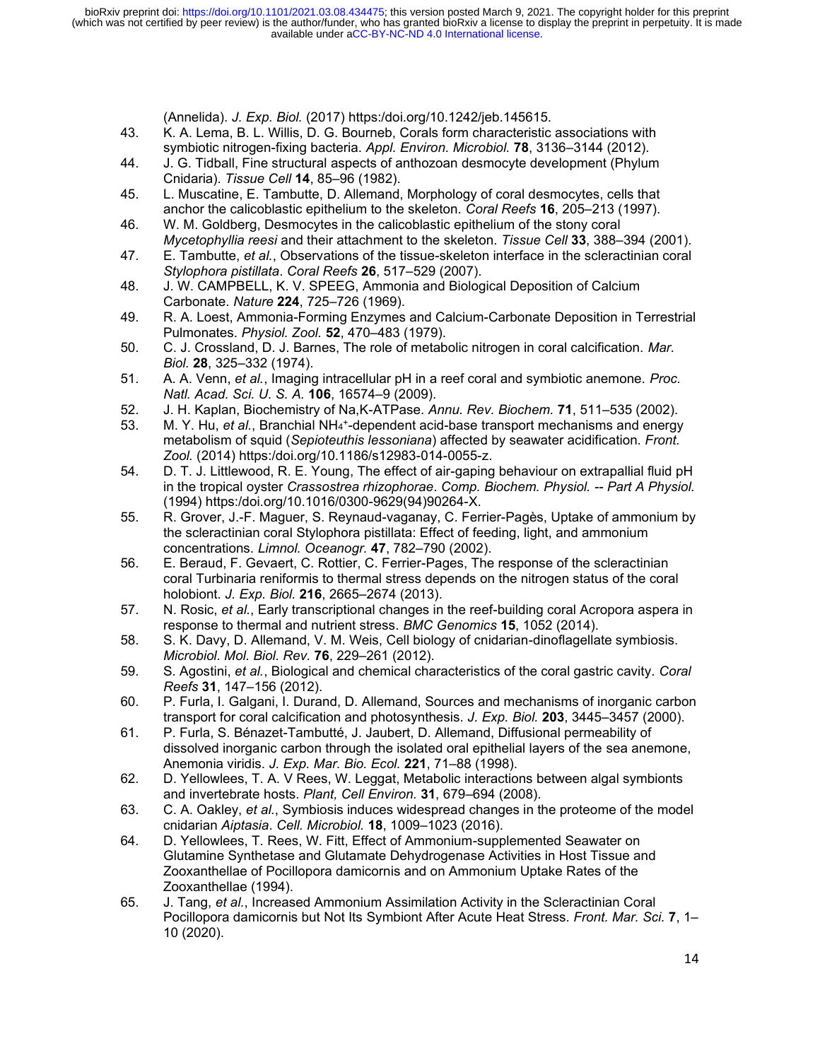(Annelida). *J. Exp. Biol.* (2017) https:/doi.org/10.1242/jeb.145615.

43. K. A. Lema, B. L. Willis, D. G. Bourneb, Corals form characteristic associations with symbiotic nitrogen-fixing bacteria. *Appl. Environ. Microbiol.* **78**, 3136–3144 (2012).
44. J. G. Tidball, Fine structural aspects of anthozoan desmocyte development (Phylum Cnidaria). *Tissue Cell* **14**, 85–96 (1982).
45. L. Muscatine, E. Tambutte, D. Allemand, Morphology of coral desmocytes, cells that anchor the calicoblastic epithelium to the skeleton. *Coral Reefs* **16**, 205–213 (1997).
46. W. M. Goldberg, Desmocytes in the calicoblastic epithelium of the stony coral *Mycetophyllia reesi* and their attachment to the skeleton. *Tissue Cell* **33**, 388–394 (2001).
47. E. Tambutte, *et al.*, Observations of the tissue-skeleton interface in the scleractinian coral *Stylophora pistillata*. *Coral Reefs* **26**, 517–529 (2007).
48. J. W. CAMPBELL, K. V. SPEEG, Ammonia and Biological Deposition of Calcium Carbonate. *Nature* **224**, 725–726 (1969).
49. R. A. Loest, Ammonia-Forming Enzymes and Calcium-Carbonate Deposition in Terrestrial Pulmonates. *Physiol. Zool.* **52**, 470–483 (1979).
50. C. J. Crossland, D. J. Barnes, The role of metabolic nitrogen in coral calcification. *Mar. Biol.* **28**, 325–332 (1974).
51. A. A. Venn, *et al.*, Imaging intracellular pH in a reef coral and symbiotic anemone. *Proc. Natl. Acad. Sci. U. S. A.* **106**, 16574–9 (2009).
52. J. H. Kaplan, Biochemistry of Na,K-ATPase. *Annu. Rev. Biochem.* **71**, 511–535 (2002).
53. M. Y. Hu, *et al.*, Branchial $NH_4^+$-dependent acid-base transport mechanisms and energy metabolism of squid (*Sepioteuthis lessoniana*) affected by seawater acidification. *Front. Zool.* (2014) https:/doi.org/10.1186/s12983-014-0055-z.
54. D. T. J. Littlewood, R. E. Young, The effect of air-gaping behaviour on extrapallial fluid pH in the tropical oyster *Crassostrea rhizophorae*. *Comp. Biochem. Physiol. -- Part A Physiol.* (1994) https:/doi.org/10.1016/0300-9629(94)90264-X.
55. R. Grover, J.-F. Maguer, S. Reynaud-vaganay, C. Ferrier-Pagès, Uptake of ammonium by the scleractinian coral Stylophora pistillata: Effect of feeding, light, and ammonium concentrations. *Limnol. Oceanogr.* **47**, 782–790 (2002).
56. E. Beraud, F. Gevaert, C. Rottier, C. Ferrier-Pages, The response of the scleractinian coral Turbinaria reniformis to thermal stress depends on the nitrogen status of the coral holobiont. *J. Exp. Biol.* **216**, 2665–2674 (2013).
57. N. Rosic, *et al.*, Early transcriptional changes in the reef-building coral Acropora aspera in response to thermal and nutrient stress. *BMC Genomics* **15**, 1052 (2014).
58. S. K. Davy, D. Allemand, V. M. Weis, Cell biology of cnidarian-dinoflagellate symbiosis. *Microbiol. Mol. Biol. Rev.* **76**, 229–261 (2012).
59. S. Agostini, *et al.*, Biological and chemical characteristics of the coral gastric cavity. *Coral Reefs* **31**, 147–156 (2012).
60. P. Furla, I. Galgani, I. Durand, D. Allemand, Sources and mechanisms of inorganic carbon transport for coral calcification and photosynthesis. *J. Exp. Biol.* **203**, 3445–3457 (2000).
61. P. Furla, S. Bénazet-Tambutté, J. Jaubert, D. Allemand, Diffusional permeability of dissolved inorganic carbon through the isolated oral epithelial layers of the sea anemone, Anemonia viridis. *J. Exp. Mar. Bio. Ecol.* **221**, 71–88 (1998).
62. D. Yellowlees, T. A. V Rees, W. Leggat, Metabolic interactions between algal symbionts and invertebrate hosts. *Plant, Cell Environ.* **31**, 679–694 (2008).
63. C. A. Oakley, *et al.*, Symbiosis induces widespread changes in the proteome of the model cnidarian *Aiptasia*. *Cell. Microbiol.* **18**, 1009–1023 (2016).
64. D. Yellowlees, T. Rees, W. Fitt, Effect of Ammonium-supplemented Seawater on Glutamine Synthetase and Glutamate Dehydrogenase Activities in Host Tissue and Zooxanthellae of Pocillopora damicornis and on Ammonium Uptake Rates of the Zooxanthellae (1994).
65. J. Tang, *et al.*, Increased Ammonium Assimilation Activity in the Scleractinian Coral Pocillopora damicornis but Not Its Symbiont After Acute Heat Stress. *Front. Mar. Sci.* **7**, 1–10 (2020).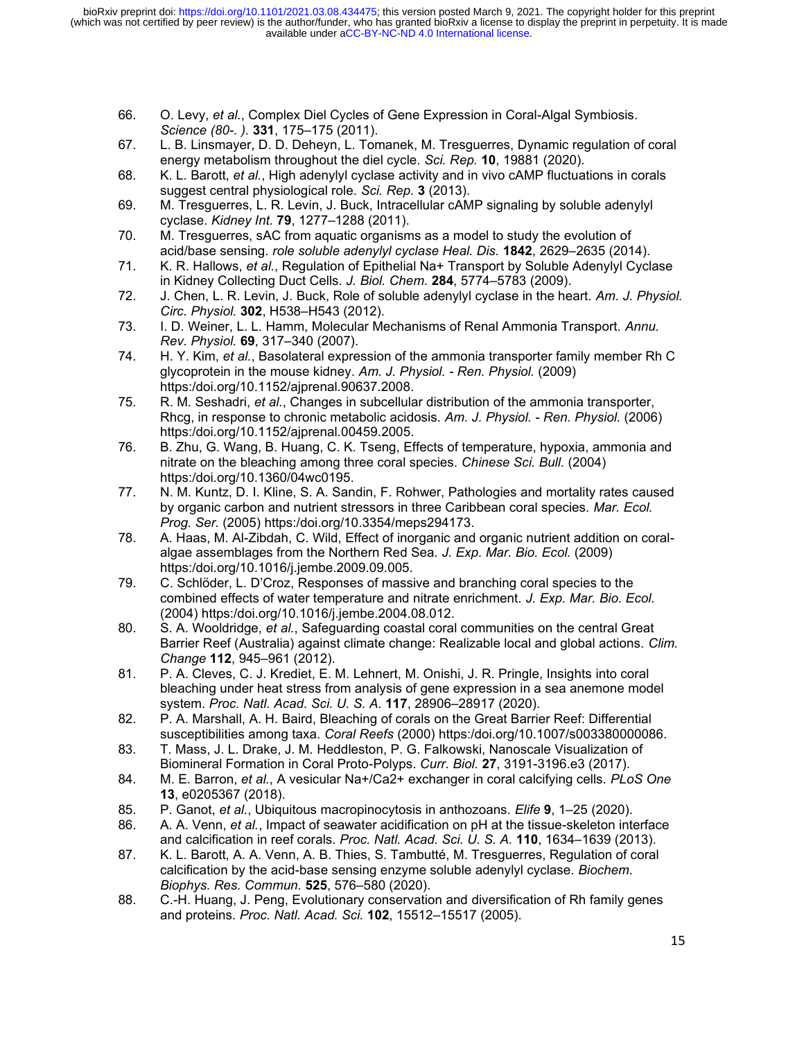66. O. Levy, *et al.*, Complex Diel Cycles of Gene Expression in Coral-Algal Symbiosis. *Science (80-. ).* **331**, 175–175 (2011).
67. L. B. Linsmayer, D. D. Deheyn, L. Tomanek, M. Tresguerres, Dynamic regulation of coral energy metabolism throughout the diel cycle. *Sci. Rep.* **10**, 19881 (2020).
68. K. L. Barott, *et al.*, High adenylyl cyclase activity and in vivo cAMP fluctuations in corals suggest central physiological role. *Sci. Rep.* **3** (2013).
69. M. Tresguerres, L. R. Levin, J. Buck, Intracellular cAMP signaling by soluble adenylyl cyclase. *Kidney Int.* **79**, 1277–1288 (2011).
70. M. Tresguerres, sAC from aquatic organisms as a model to study the evolution of acid/base sensing. *role soluble adenylyl cyclase Heal. Dis.* **1842**, 2629–2635 (2014).
71. K. R. Hallows, *et al.*, Regulation of Epithelial Na+ Transport by Soluble Adenylyl Cyclase in Kidney Collecting Duct Cells. *J. Biol. Chem.* **284**, 5774–5783 (2009).
72. J. Chen, L. R. Levin, J. Buck, Role of soluble adenylyl cyclase in the heart. *Am. J. Physiol. Circ. Physiol.* **302**, H538–H543 (2012).
73. I. D. Weiner, L. L. Hamm, Molecular Mechanisms of Renal Ammonia Transport. *Annu. Rev. Physiol.* **69**, 317–340 (2007).
74. H. Y. Kim, *et al.*, Basolateral expression of the ammonia transporter family member Rh C glycoprotein in the mouse kidney. *Am. J. Physiol. - Ren. Physiol.* (2009) https:/doi.org/10.1152/ajprenal.90637.2008.
75. R. M. Seshadri, *et al.*, Changes in subcellular distribution of the ammonia transporter, Rhcg, in response to chronic metabolic acidosis. *Am. J. Physiol. - Ren. Physiol.* (2006) https:/doi.org/10.1152/ajprenal.00459.2005.
76. B. Zhu, G. Wang, B. Huang, C. K. Tseng, Effects of temperature, hypoxia, ammonia and nitrate on the bleaching among three coral species. *Chinese Sci. Bull.* (2004) https:/doi.org/10.1360/04wc0195.
77. N. M. Kuntz, D. I. Kline, S. A. Sandin, F. Rohwer, Pathologies and mortality rates caused by organic carbon and nutrient stressors in three Caribbean coral species. *Mar. Ecol. Prog. Ser.* (2005) https:/doi.org/10.3354/meps294173.
78. A. Haas, M. Al-Zibdah, C. Wild, Effect of inorganic and organic nutrient addition on coral-algae assemblages from the Northern Red Sea. *J. Exp. Mar. Bio. Ecol.* (2009) https:/doi.org/10.1016/j.jembe.2009.09.005.
79. C. Schlöder, L. D'Croz, Responses of massive and branching coral species to the combined effects of water temperature and nitrate enrichment. *J. Exp. Mar. Bio. Ecol.* (2004) https:/doi.org/10.1016/j.jembe.2004.08.012.
80. S. A. Wooldridge, *et al.*, Safeguarding coastal coral communities on the central Great Barrier Reef (Australia) against climate change: Realizable local and global actions. *Clim. Change* **112**, 945–961 (2012).
81. P. A. Cleves, C. J. Krediet, E. M. Lehnert, M. Onishi, J. R. Pringle, Insights into coral bleaching under heat stress from analysis of gene expression in a sea anemone model system. *Proc. Natl. Acad. Sci. U. S. A.* **117**, 28906–28917 (2020).
82. P. A. Marshall, A. H. Baird, Bleaching of corals on the Great Barrier Reef: Differential susceptibilities among taxa. *Coral Reefs* (2000) https:/doi.org/10.1007/s003380000086.
83. T. Mass, J. L. Drake, J. M. Heddleston, P. G. Falkowski, Nanoscale Visualization of Biomineral Formation in Coral Proto-Polyps. *Curr. Biol.* **27**, 3191-3196.e3 (2017).
84. M. E. Barron, *et al.*, A vesicular Na+/Ca2+ exchanger in coral calcifying cells. *PLoS One* **13**, e0205367 (2018).
85. P. Ganot, *et al.*, Ubiquitous macropinocytosis in anthozoans. *Elife* **9**, 1–25 (2020).
86. A. A. Venn, *et al.*, Impact of seawater acidification on pH at the tissue-skeleton interface and calcification in reef corals. *Proc. Natl. Acad. Sci. U. S. A.* **110**, 1634–1639 (2013).
87. K. L. Barott, A. A. Venn, A. B. Thies, S. Tambutté, M. Tresguerres, Regulation of coral calcification by the acid-base sensing enzyme soluble adenylyl cyclase. *Biochem. Biophys. Res. Commun.* **525**, 576–580 (2020).
88. C.-H. Huang, J. Peng, Evolutionary conservation and diversification of Rh family genes and proteins. *Proc. Natl. Acad. Sci.* **102**, 15512–15517 (2005).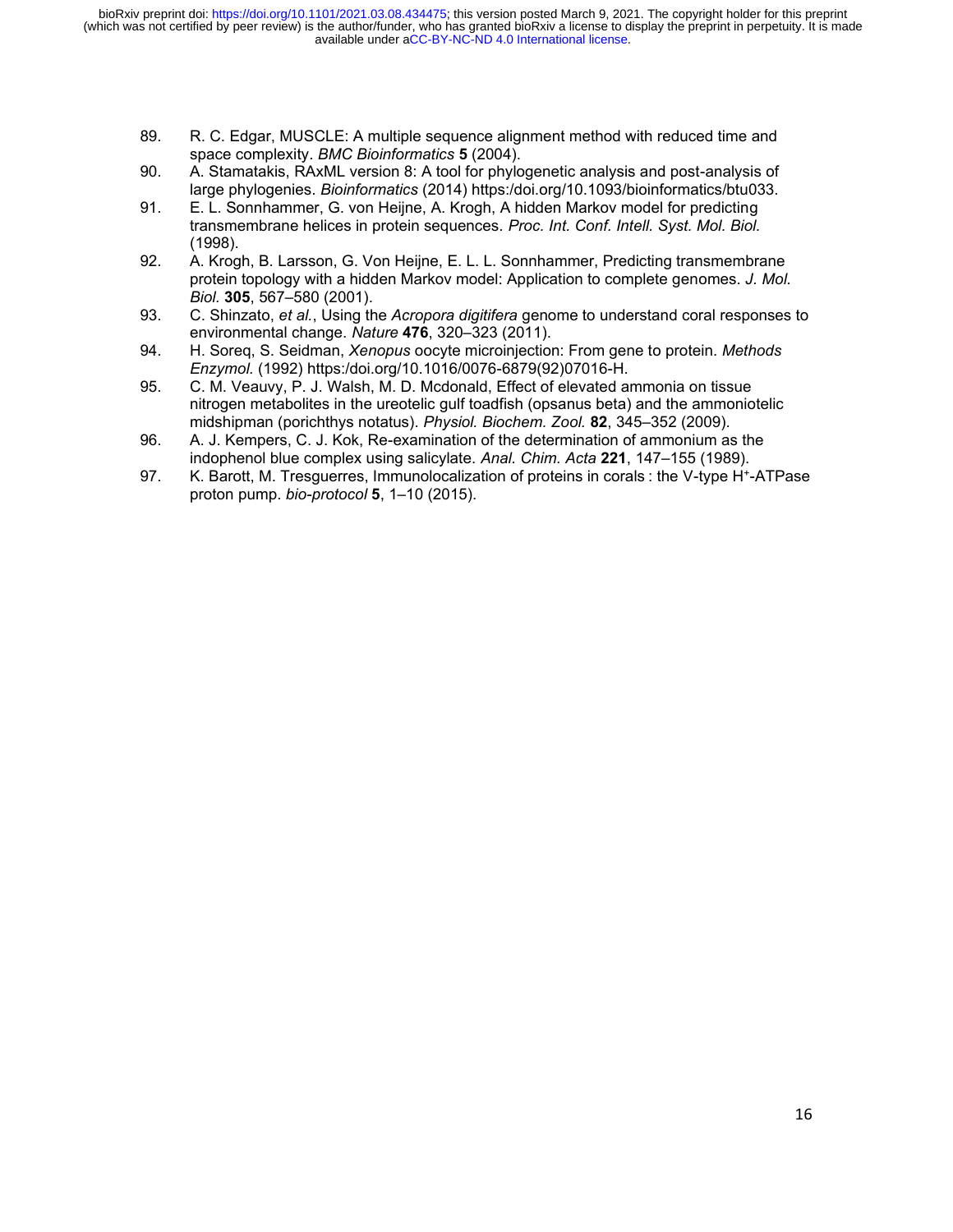89. R. C. Edgar, MUSCLE: A multiple sequence alignment method with reduced time and space complexity. *BMC Bioinformatics* **5** (2004).
90. A. Stamatakis, RAxML version 8: A tool for phylogenetic analysis and post-analysis of large phylogenies. *Bioinformatics* (2014) https:/doi.org/10.1093/bioinformatics/btu033.
91. E. L. Sonnhammer, G. von Heijne, A. Krogh, A hidden Markov model for predicting transmembrane helices in protein sequences. *Proc. Int. Conf. Intell. Syst. Mol. Biol.* (1998).
92. A. Krogh, B. Larsson, G. Von Heijne, E. L. L. Sonnhammer, Predicting transmembrane protein topology with a hidden Markov model: Application to complete genomes. *J. Mol. Biol.* **305**, 567–580 (2001).
93. C. Shinzato, *et al.*, Using the *Acropora digitifera* genome to understand coral responses to environmental change. *Nature* **476**, 320–323 (2011).
94. H. Soreq, S. Seidman, *Xenopus* oocyte microinjection: From gene to protein. *Methods Enzymol.* (1992) https:/doi.org/10.1016/0076-6879(92)07016-H.
95. C. M. Veauvy, P. J. Walsh, M. D. Mcdonald, Effect of elevated ammonia on tissue nitrogen metabolites in the ureotelic gulf toadfish (opsanus beta) and the ammoniotelic midshipman (porichthys notatus). *Physiol. Biochem. Zool.* **82**, 345–352 (2009).
96. A. J. Kempers, C. J. Kok, Re-examination of the determination of ammonium as the indophenol blue complex using salicylate. *Anal. Chim. Acta* **221**, 147–155 (1989).
97. K. Barott, M. Tresguerres, Immunolocalization of proteins in corals : the V-type $H^+$-ATPase proton pump. *bio-protocol* **5**, 1–10 (2015).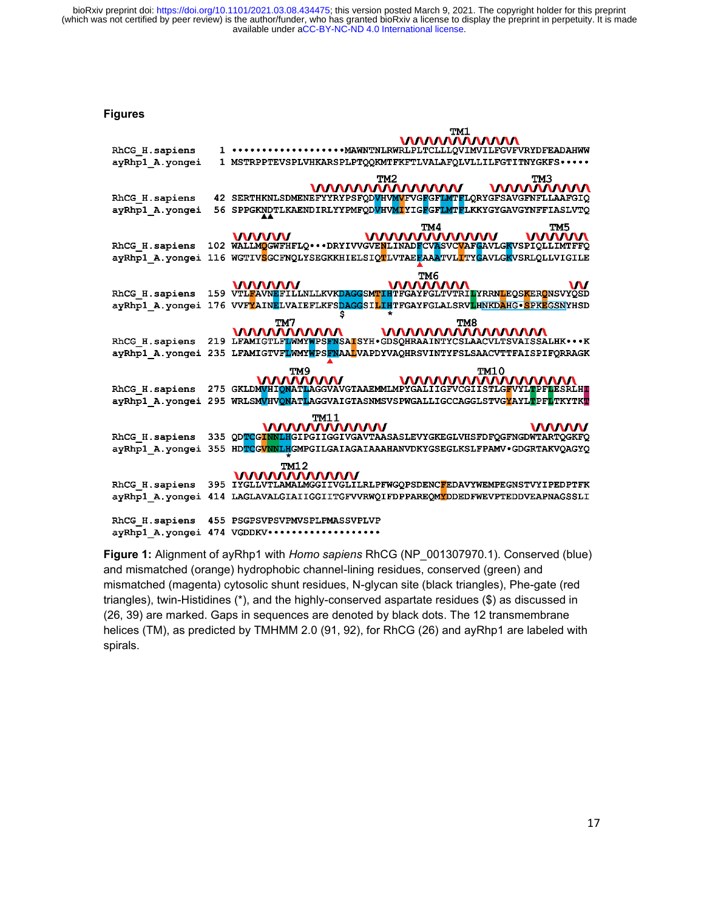## Figures

```
                                                              TM1
RhCG_H.sapiens    1 ••••••••••••••••••MAWNTNLRWRLPLTCLLLQVIMVILFGVFVRYDFEADAHWW
ayRhp1_A.yongei   1 MSTRPPTEVSPLVHKARSPLPTQQKMTFKFTLVALAFQLVLLILFGTITNYGKFS•••••

                                              TM2                  TM3
RhCG_H.sapiens   42 SERTHKNLSDMENEFYYRYPSFQDVHVMVFVGFGFLMTFLQRYGFSAVGFNFLLAAFGIQ
ayRhp1_A.yongei  56 SPPGKNDTLKAENDIRLYYPMFQDVHVMIYIGFGFLMTFLKKYGYGAVGYNFFIASLVTQ

                                                TM4                  TM5
RhCG_H.sapiens  102 WALLMQGWFHFLQ•••DRYIVVGVENLINADFCVASVCVAFGAVLGKVSPIQLLIMTFFQ
ayRhp1_A.yongei 116 WGTIVSGCFNQLYSEGKKHIELSIQTLVTAEFAAATVLITYGAVLGKVSRLQLLVIGILE

                                                TM6
RhCG_H.sapiens  159 VTLFAVNEFILLNLLKVKDAGGSMTIHTFGAYFGLTVTRILYRRNLEQSKERQNSVYQSD
ayRhp1_A.yongei 176 VVFYAINELVAIEFLKFSDAGGSILIHTFGAYFGLALSRVLHNKDAHG•SPKEGSNYHSD

                          TM7                         TM8
RhCG_H.sapiens  219 LFAMIGTLFLWMYWPSFNSAISYH•GDSQHRAAINTYCSLAACVLTSVAISSALHK•••K
ayRhp1_A.yongei 235 LFAMIGTVFLWMYWPSFNAALVAPDYVAQHRSVINTYFSLSAACVTTFAISPIFQRRAGK

                          TM9                              TM10
RhCG_H.sapiens  275 GKLDMVHIQNATLAGGVAVGTAAEMMLMPYGALIIGFVCGIISTLGFVYLTPFLESRLHI
ayRhp1_A.yongei 295 WRLSMVHVQNATLAGGVAIGTASNMSVSPWGALLIGCCAGGLSTVGYAYLTPFLTKYTKT

                              TM11
RhCG_H.sapiens  335 QDTCGINNLHGIPGIIGGIVGAVTAASASLEVYGKEGLVHSFDFQGFNGDWTARTQGKFQ
ayRhp1_A.yongei 355 HDTCGVNNLHGMPGILGAIAGAIAAAHANVDKYGSEGLKSLFPAMV•GDGRTAKVQAGYQ

                          TM12
RhCG_H.sapiens  395 IYGLLVTLAMALMGGIIVGLILRLPFWGQPSDENCFEDAVYWEMPEGNSTVYIPEDPTFK
ayRhp1_A.yongei 414 LAGLAVALGIAIIGGIITGFVVRWQIFDPPAREQMYDDEDFWEVPTEDDVEAPNAGSSLI

RhCG_H.sapiens  455 PSGPSVPSVPMVSPLPMASSVPLVP
ayRhp1_A.yongei 474 VGDDKV•••••••••••••••••••
```

**Figure 1:** Alignment of ayRhp1 with *Homo sapiens* RhCG (NP_001307970.1). Conserved (blue) and mismatched (orange) hydrophobic channel-lining residues, conserved (green) and mismatched (magenta) cytosolic shunt residues, N-glycan site (black triangles), Phe-gate (red triangles), twin-Histidines (*), and the highly-conserved aspartate residues ($) as discussed in (26, 39) are marked. Gaps in sequences are denoted by black dots. The 12 transmembrane helices (TM), as predicted by TMHMM 2.0 (91, 92), for RhCG (26) and ayRhp1 are labeled with spirals.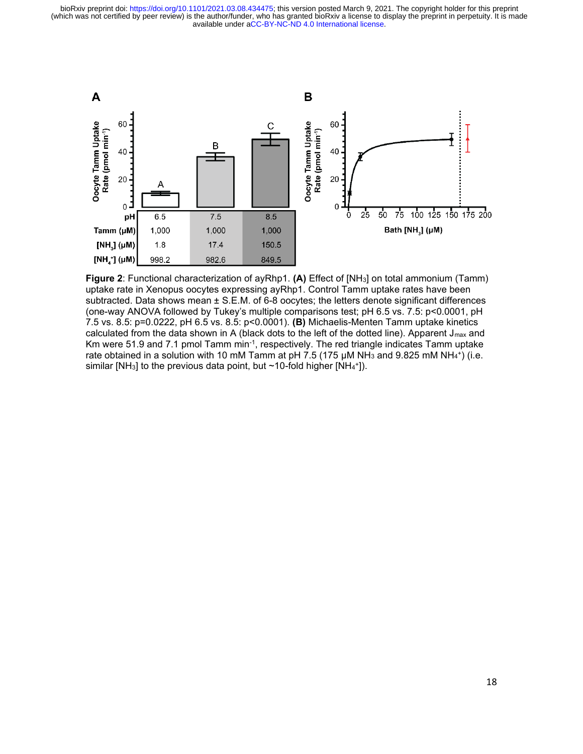**Figure 2**: Functional characterization of ayRhp1. **(A)** Effect of [$NH_3$] on total ammonium (Tamm) uptake rate in Xenopus oocytes expressing ayRhp1. Control Tamm uptake rates have been subtracted. Data shows mean ± S.E.M. of 6-8 oocytes; the letters denote significant differences (one-way ANOVA followed by Tukey's multiple comparisons test; pH 6.5 vs. 7.5: $p<0.0001$, pH 7.5 vs. 8.5: $p=0.0222$, pH 6.5 vs. 8.5: $p<0.0001$). **(B)** Michaelis-Menten Tamm uptake kinetics calculated from the data shown in A (black dots to the left of the dotted line). Apparent $J_{max}$ and Km were 51.9 and 7.1 pmol Tamm min$^{-1}$, respectively. The red triangle indicates Tamm uptake rate obtained in a solution with 10 mM Tamm at pH 7.5 (175 µM $NH_3$ and 9.825 mM $NH_4^+$) (i.e. similar [$NH_3$] to the previous data point, but ~10-fold higher [$NH_4^+$]).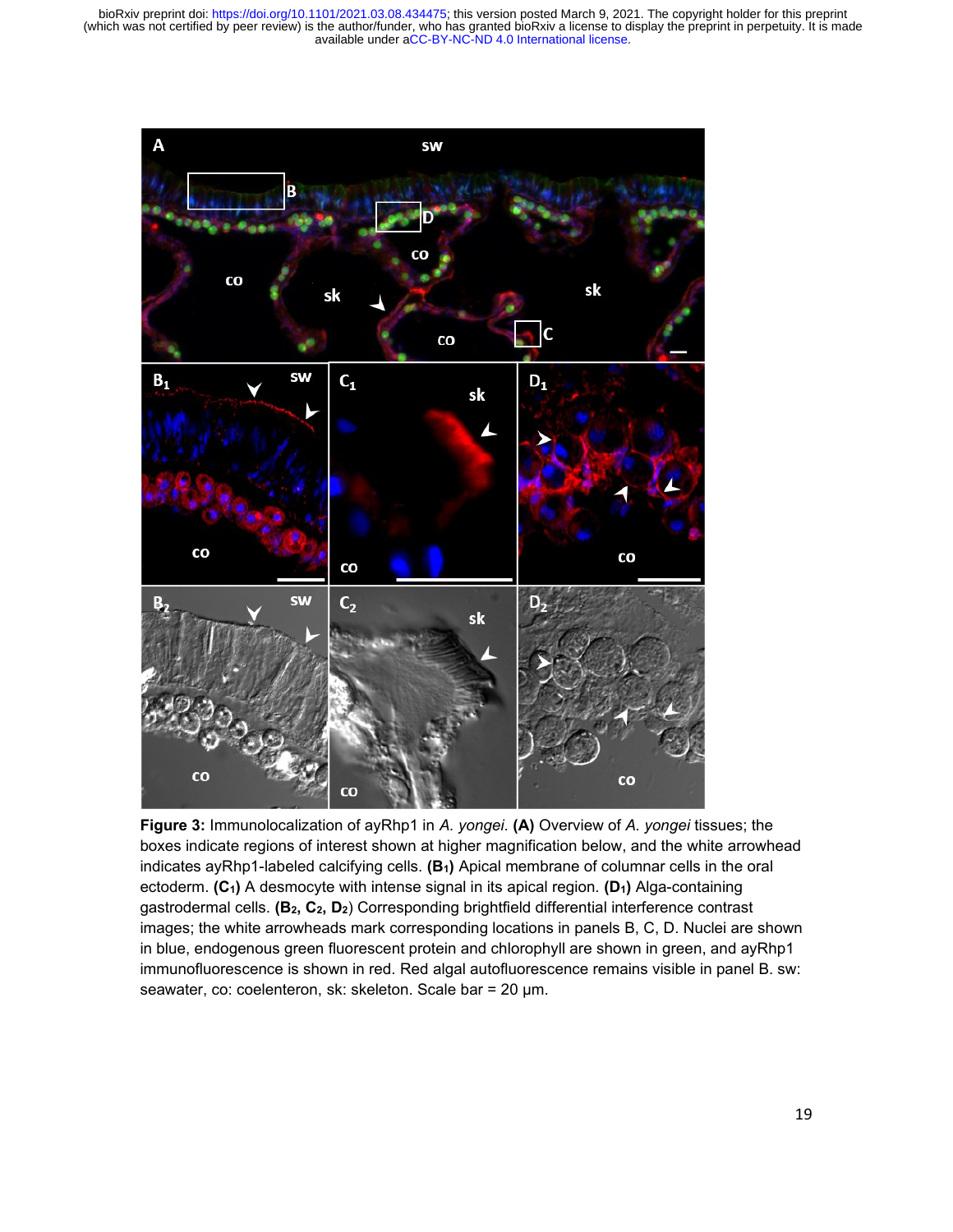**Figure 3:** Immunolocalization of ayRhp1 in *A. yongei*. **(A)** Overview of *A. yongei* tissues; the boxes indicate regions of interest shown at higher magnification below, and the white arrowhead indicates ayRhp1-labeled calcifying cells. **($B_1$)** Apical membrane of columnar cells in the oral ectoderm. **($C_1$)** A desmocyte with intense signal in its apical region. **($D_1$)** Alga-containing gastrodermal cells. **($B_2$, $C_2$, $D_2$)** Corresponding brightfield differential interference contrast images; the white arrowheads mark corresponding locations in panels B, C, D. Nuclei are shown in blue, endogenous green fluorescent protein and chlorophyll are shown in green, and ayRhp1 immunofluorescence is shown in red. Red algal autofluorescence remains visible in panel B. sw: seawater, co: coelenteron, sk: skeleton. Scale bar = 20 µm.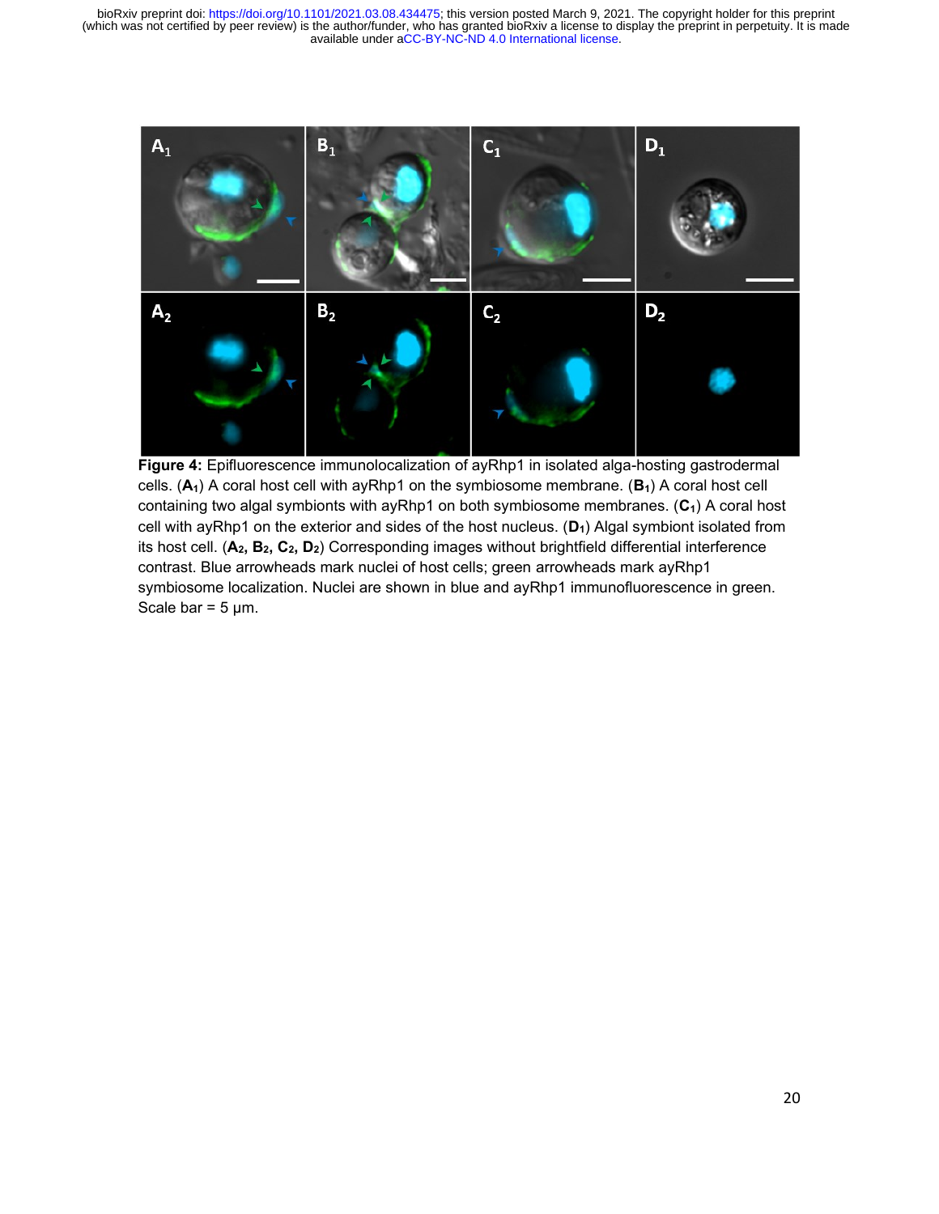**Figure 4:** Epifluorescence immunolocalization of ayRhp1 in isolated alga-hosting gastrodermal cells. (**$A_1$**) A coral host cell with ayRhp1 on the symbiosome membrane. (**$B_1$**) A coral host cell containing two algal symbionts with ayRhp1 on both symbiosome membranes. (**$C_1$**) A coral host cell with ayRhp1 on the exterior and sides of the host nucleus. (**$D_1$**) Algal symbiont isolated from its host cell. (**$A_2$, $B_2$, $C_2$, $D_2$**) Corresponding images without brightfield differential interference contrast. Blue arrowheads mark nuclei of host cells; green arrowheads mark ayRhp1 symbiosome localization. Nuclei are shown in blue and ayRhp1 immunofluorescence in green. Scale bar = 5 µm.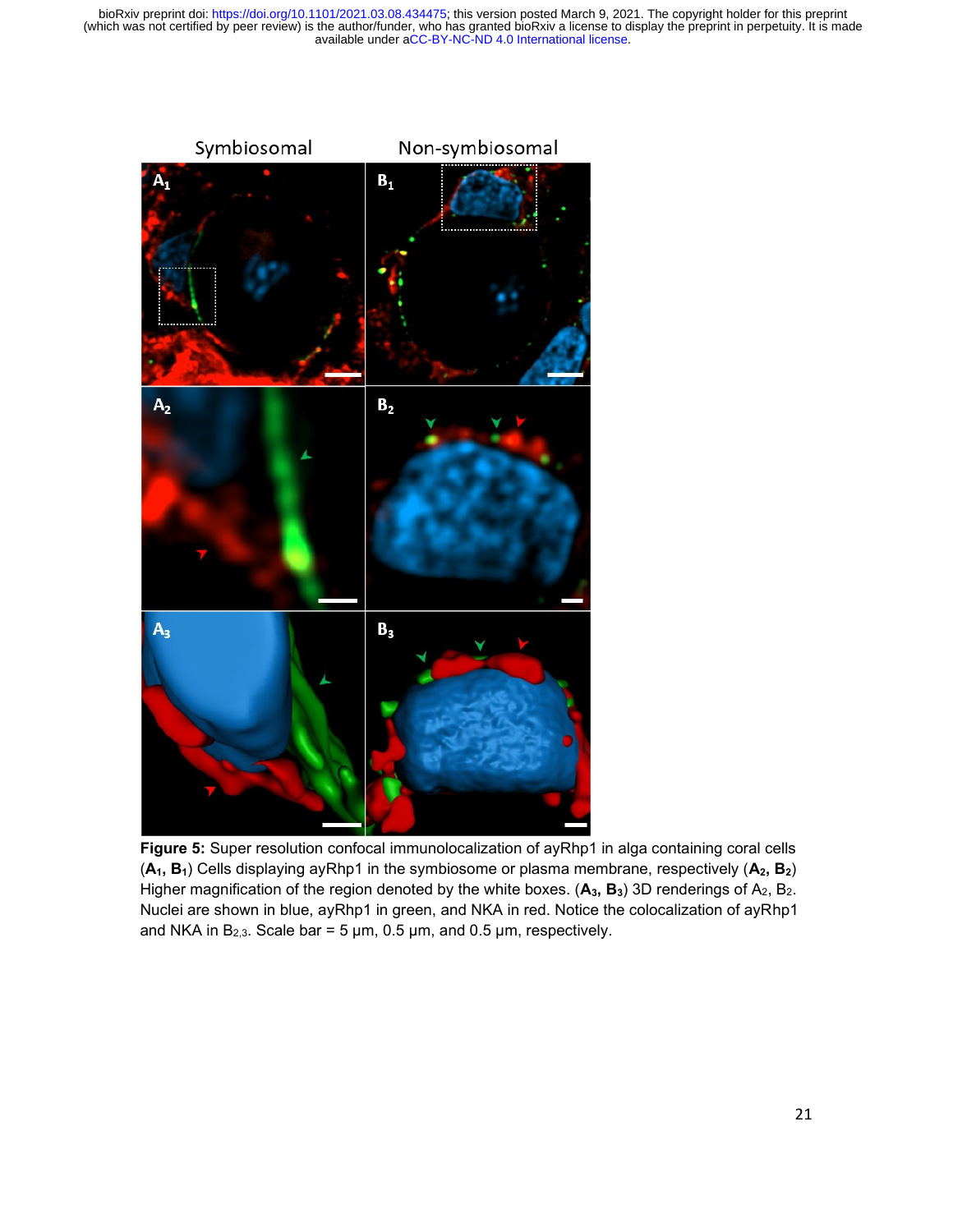**Figure 5:** Super resolution confocal immunolocalization of ayRhp1 in alga containing coral cells (**$A_1$, $B_1$**) Cells displaying ayRhp1 in the symbiosome or plasma membrane, respectively (**$A_2$, $B_2$**) Higher magnification of the region denoted by the white boxes. (**$A_3$, $B_3$**) 3D renderings of $A_2$, $B_2$. Nuclei are shown in blue, ayRhp1 in green, and NKA in red. Notice the colocalization of ayRhp1 and NKA in $B_{2,3}$. Scale bar = 5 µm, 0.5 µm, and 0.5 µm, respectively.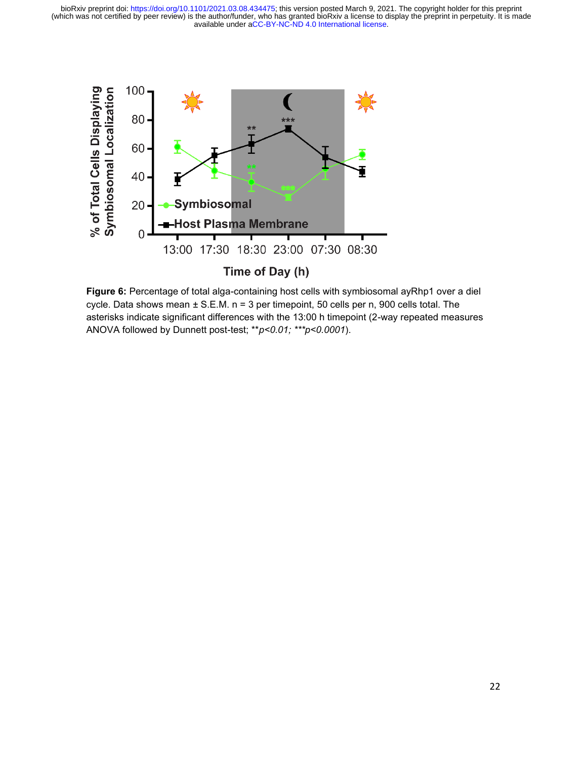% of Total Cells Displaying Symbiosomal Localization

100
80
60
40
20
0

**
***
**
***

Symbiosomal
Host Plasma Membrane

13:00 17:30 18:30 23:00 07:30 08:30

Time of Day (h)

**Figure 6:** Percentage of total alga-containing host cells with symbiosomal ayRhp1 over a diel cycle. Data shows mean ± S.E.M. n = 3 per timepoint, 50 cells per n, 900 cells total. The asterisks indicate significant differences with the 13:00 h timepoint (2-way repeated measures ANOVA followed by Dunnett post-test; ***$p<0.01$*; ****$p<0.0001$*).